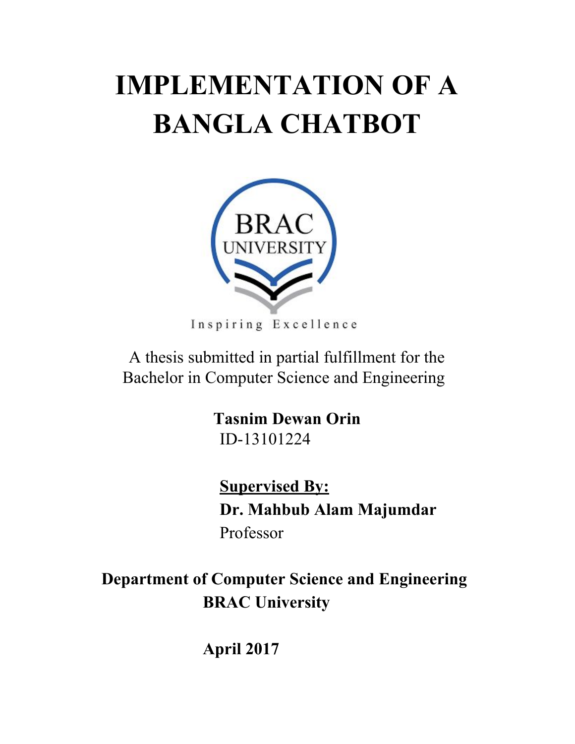# IMPLEMENTATION OF A BANGLA CHATBOT

BRAC UNIVERSITY

Inspiring Excellence

A thesis submitted in partial fulfillment for the Bachelor in Computer Science and Engineering

**Tasnim Dewan Orin**
ID-13101224

**Supervised By:**
**Dr. Mahbub Alam Majumdar**
Professor

**Department of Computer Science and Engineering**
**BRAC University**

**April 2017**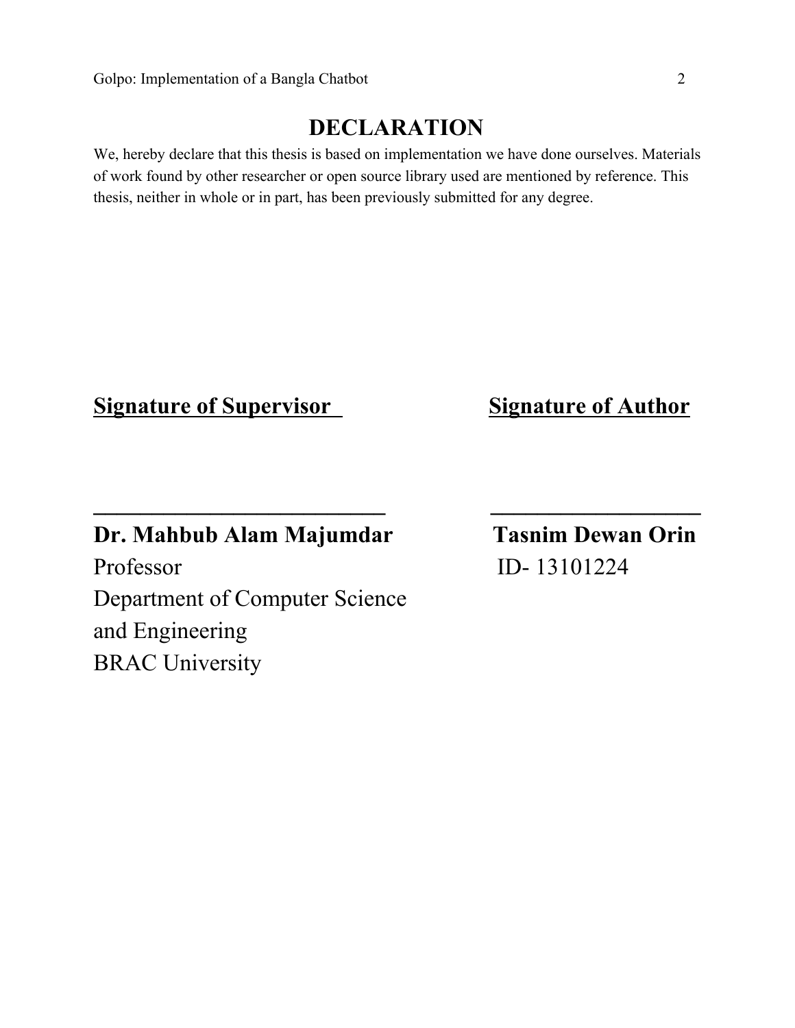# DECLARATION

We, hereby declare that this thesis is based on implementation we have done ourselves. Materials of work found by other researcher or open source library used are mentioned by reference. This thesis, neither in whole or in part, has been previously submitted for any degree.

**Signature of Supervisor**

\_\_\_\_\_\_\_\_\_\_\_\_\_\_\_\_\_\_\_\_\_\_\_\_\_\_

**Dr. Mahbub Alam Majumdar**
Professor
Department of Computer Science and Engineering
BRAC University

**Signature of Author**

\_\_\_\_\_\_\_\_\_\_\_\_\_\_\_\_\_\_\_\_

**Tasnim Dewan Orin**
ID- 13101224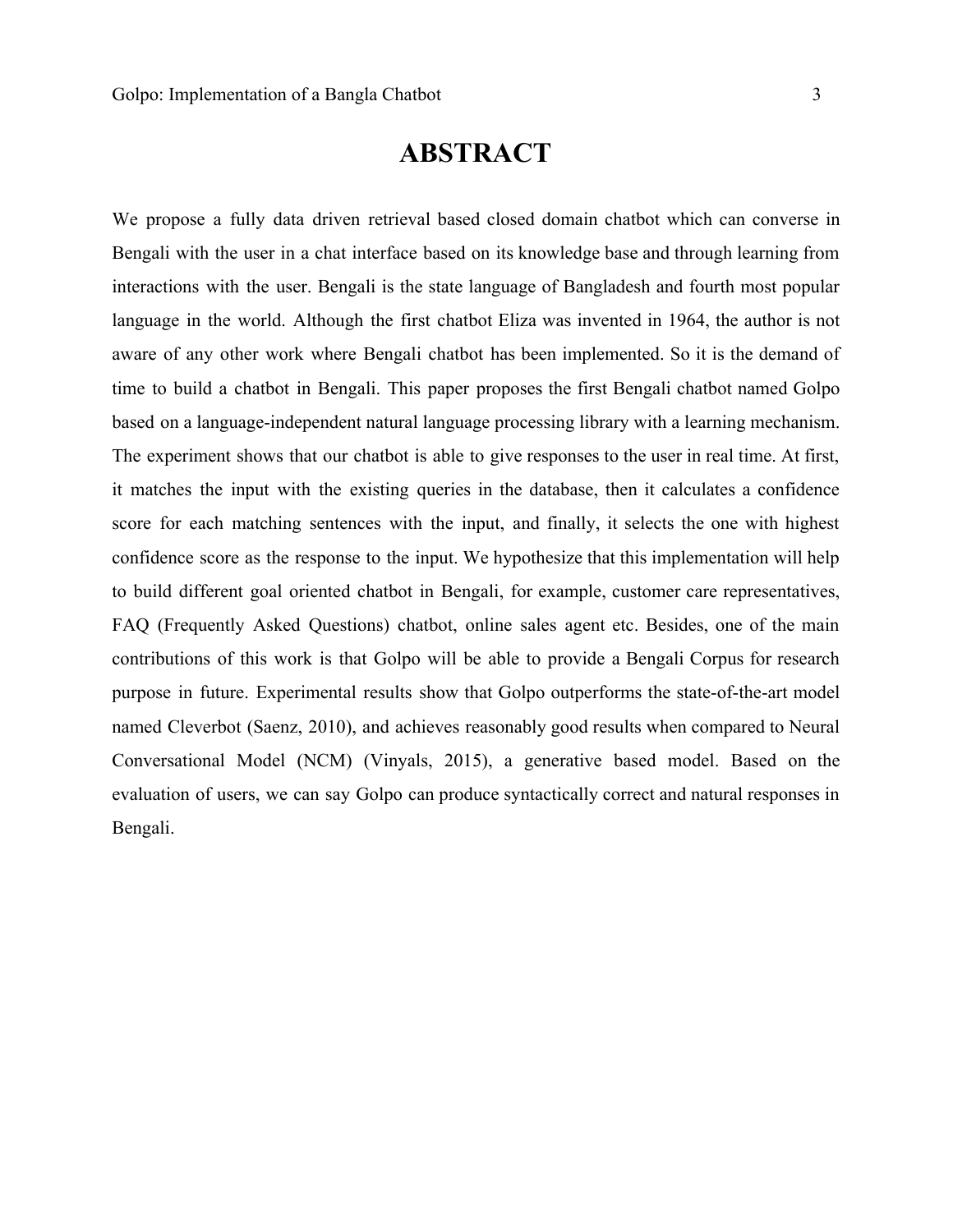# ABSTRACT

We propose a fully data driven retrieval based closed domain chatbot which can converse in Bengali with the user in a chat interface based on its knowledge base and through learning from interactions with the user. Bengali is the state language of Bangladesh and fourth most popular language in the world. Although the first chatbot Eliza was invented in 1964, the author is not aware of any other work where Bengali chatbot has been implemented. So it is the demand of time to build a chatbot in Bengali. This paper proposes the first Bengali chatbot named Golpo based on a language-independent natural language processing library with a learning mechanism. The experiment shows that our chatbot is able to give responses to the user in real time. At first, it matches the input with the existing queries in the database, then it calculates a confidence score for each matching sentences with the input, and finally, it selects the one with highest confidence score as the response to the input. We hypothesize that this implementation will help to build different goal oriented chatbot in Bengali, for example, customer care representatives, FAQ (Frequently Asked Questions) chatbot, online sales agent etc. Besides, one of the main contributions of this work is that Golpo will be able to provide a Bengali Corpus for research purpose in future. Experimental results show that Golpo outperforms the state-of-the-art model named Cleverbot (Saenz, 2010), and achieves reasonably good results when compared to Neural Conversational Model (NCM) (Vinyals, 2015), a generative based model. Based on the evaluation of users, we can say Golpo can produce syntactically correct and natural responses in Bengali.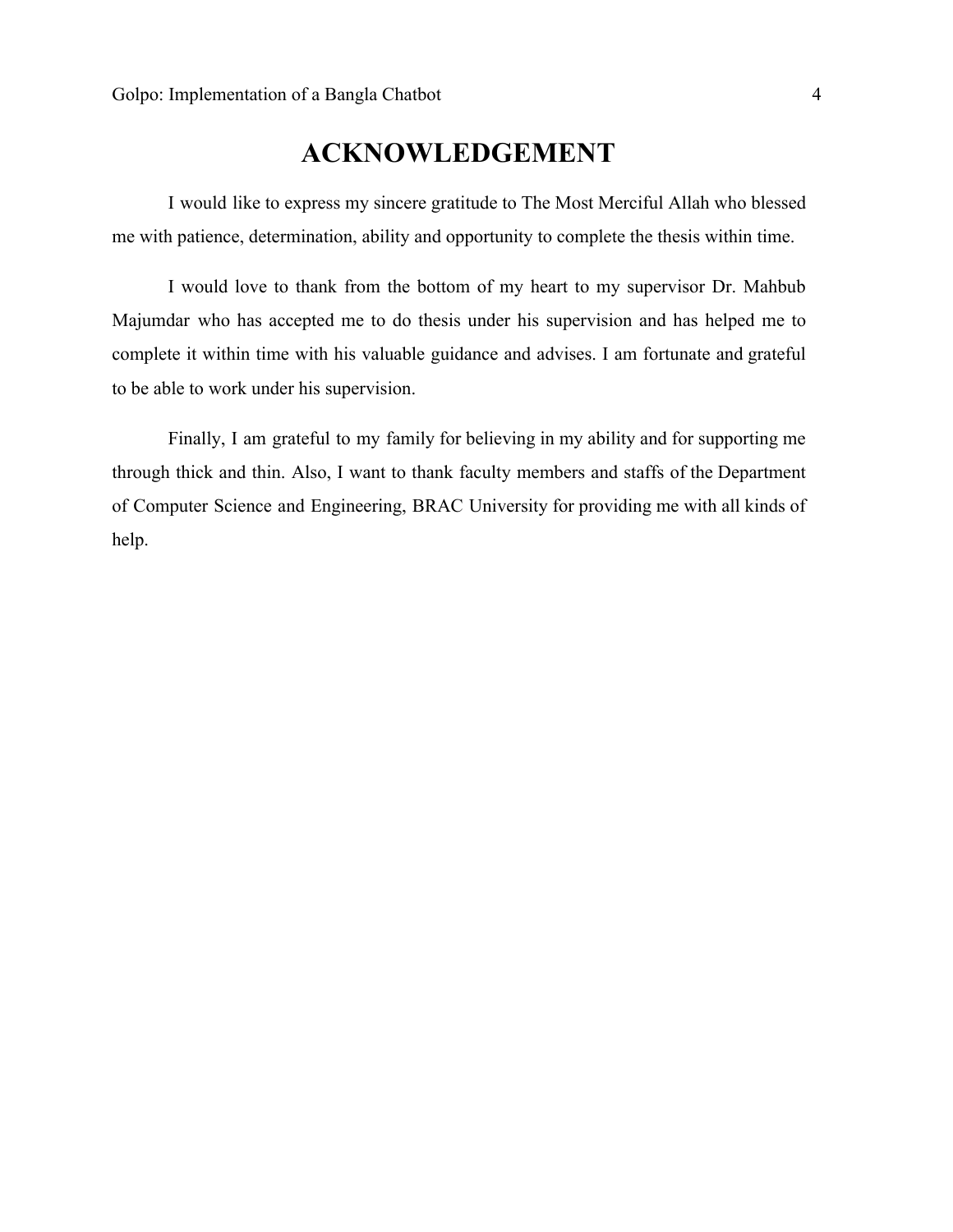# ACKNOWLEDGEMENT

I would like to express my sincere gratitude to The Most Merciful Allah who blessed me with patience, determination, ability and opportunity to complete the thesis within time.

I would love to thank from the bottom of my heart to my supervisor Dr. Mahbub Majumdar who has accepted me to do thesis under his supervision and has helped me to complete it within time with his valuable guidance and advises. I am fortunate and grateful to be able to work under his supervision.

Finally, I am grateful to my family for believing in my ability and for supporting me through thick and thin. Also, I want to thank faculty members and staffs of the Department of Computer Science and Engineering, BRAC University for providing me with all kinds of help.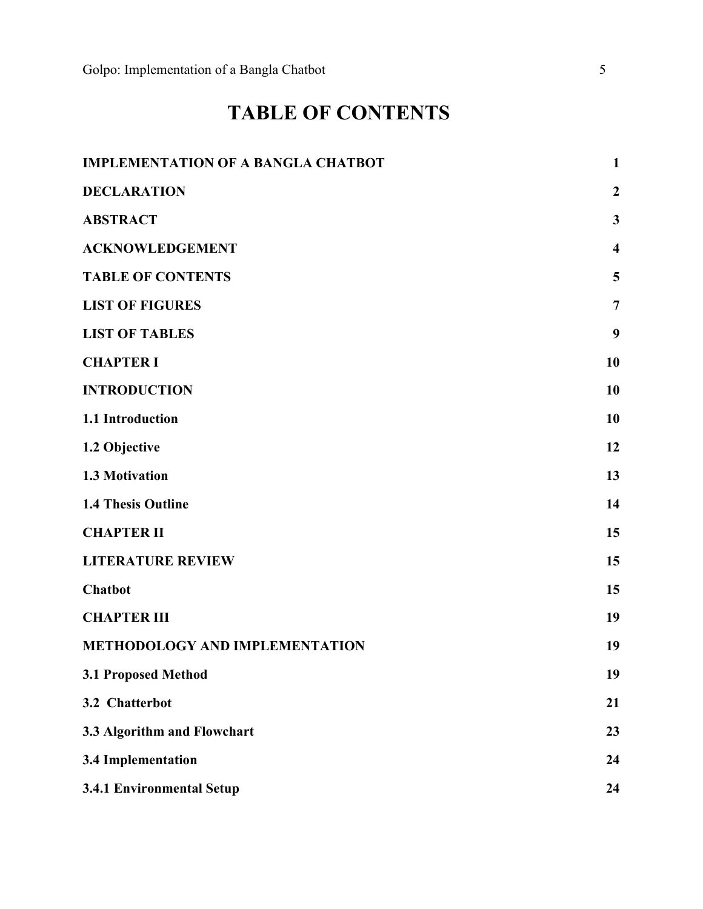# TABLE OF CONTENTS

| | |
|---|---|
| **IMPLEMENTATION OF A BANGLA CHATBOT** | **1** |
| **DECLARATION** | **2** |
| **ABSTRACT** | **3** |
| **ACKNOWLEDGEMENT** | **4** |
| **TABLE OF CONTENTS** | **5** |
| **LIST OF FIGURES** | **7** |
| **LIST OF TABLES** | **9** |
| **CHAPTER I** | **10** |
| **INTRODUCTION** | **10** |
| **1.1 Introduction** | **10** |
| **1.2 Objective** | **12** |
| **1.3 Motivation** | **13** |
| **1.4 Thesis Outline** | **14** |
| **CHAPTER II** | **15** |
| **LITERATURE REVIEW** | **15** |
| **Chatbot** | **15** |
| **CHAPTER III** | **19** |
| **METHODOLOGY AND IMPLEMENTATION** | **19** |
| **3.1 Proposed Method** | **19** |
| **3.2 Chatterbot** | **21** |
| **3.3 Algorithm and Flowchart** | **23** |
| **3.4 Implementation** | **24** |
| **3.4.1 Environmental Setup** | **24** |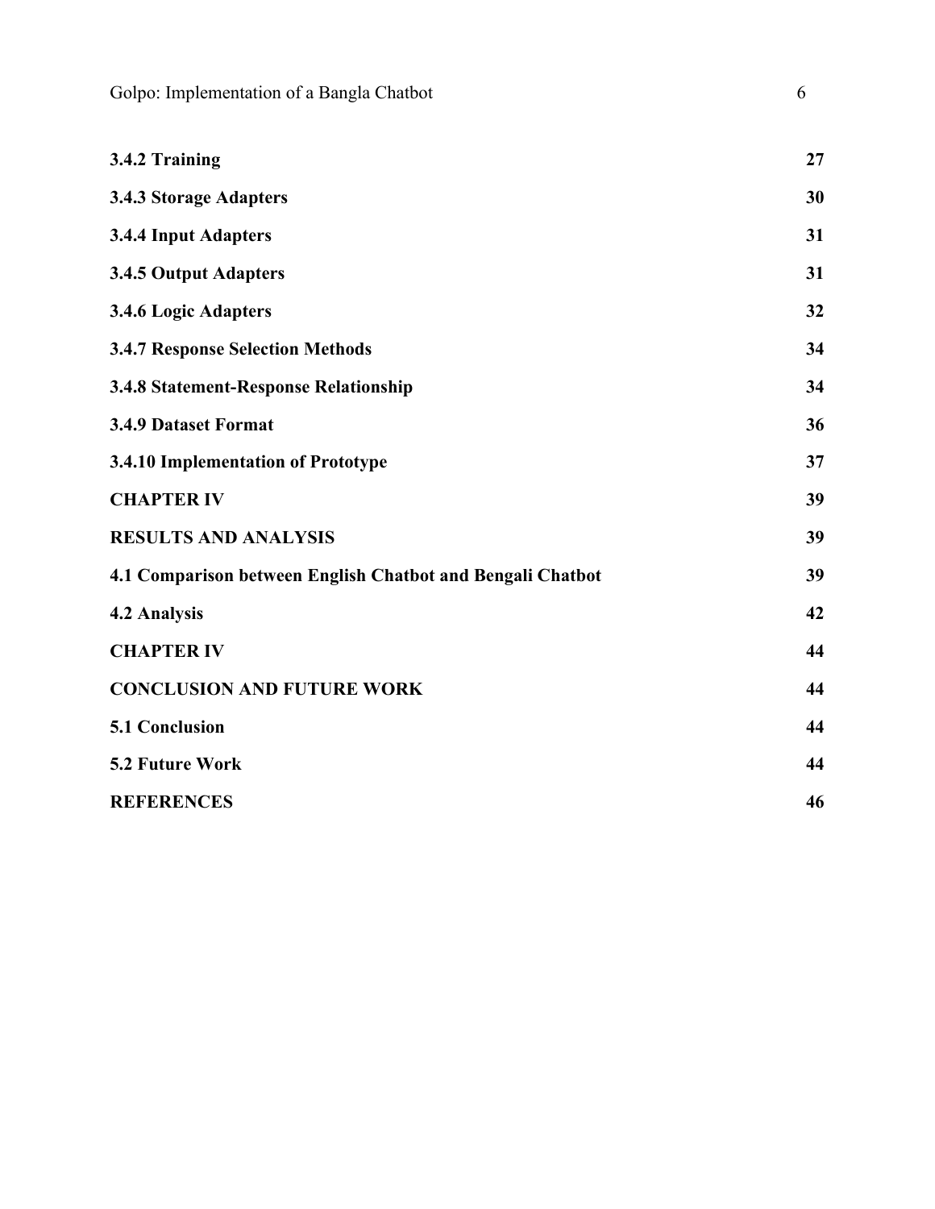| | |
|---|---|
| **3.4.2 Training** | **27** |
| **3.4.3 Storage Adapters** | **30** |
| **3.4.4 Input Adapters** | **31** |
| **3.4.5 Output Adapters** | **31** |
| **3.4.6 Logic Adapters** | **32** |
| **3.4.7 Response Selection Methods** | **34** |
| **3.4.8 Statement-Response Relationship** | **34** |
| **3.4.9 Dataset Format** | **36** |
| **3.4.10 Implementation of Prototype** | **37** |
| **CHAPTER IV** | **39** |
| **RESULTS AND ANALYSIS** | **39** |
| **4.1 Comparison between English Chatbot and Bengali Chatbot** | **39** |
| **4.2 Analysis** | **42** |
| **CHAPTER IV** | **44** |
| **CONCLUSION AND FUTURE WORK** | **44** |
| **5.1 Conclusion** | **44** |
| **5.2 Future Work** | **44** |
| **REFERENCES** | **46** |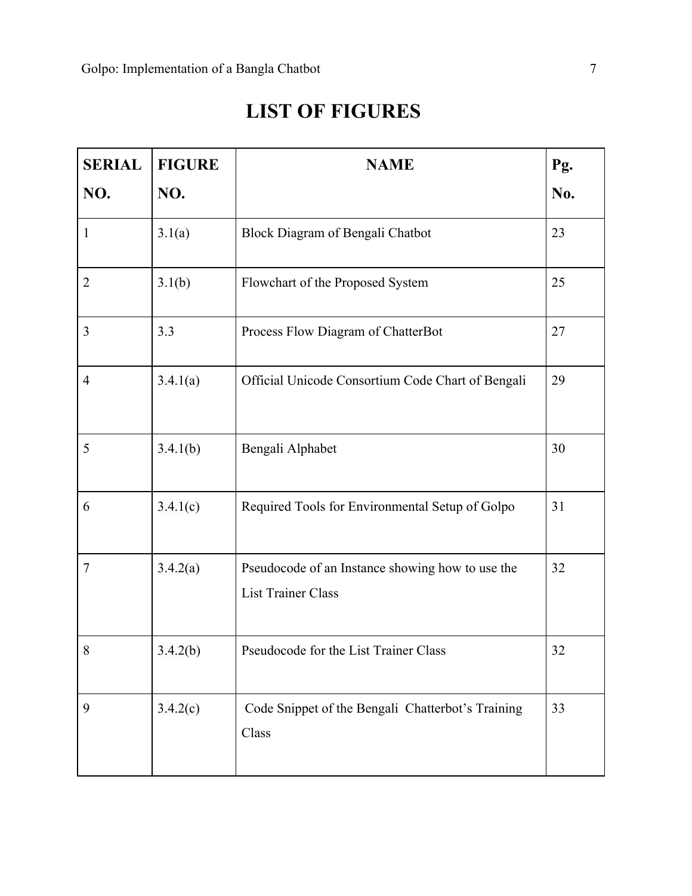# LIST OF FIGURES

| SERIAL NO. | FIGURE NO. | NAME | Pg. No. |
|---|---|---|---|
| 1 | 3.1(a) | Block Diagram of Bengali Chatbot | 23 |
| 2 | 3.1(b) | Flowchart of the Proposed System | 25 |
| 3 | 3.3 | Process Flow Diagram of ChatterBot | 27 |
| 4 | 3.4.1(a) | Official Unicode Consortium Code Chart of Bengali | 29 |
| 5 | 3.4.1(b) | Bengali Alphabet | 30 |
| 6 | 3.4.1(c) | Required Tools for Environmental Setup of Golpo | 31 |
| 7 | 3.4.2(a) | Pseudocode of an Instance showing how to use the List Trainer Class | 32 |
| 8 | 3.4.2(b) | Pseudocode for the List Trainer Class | 32 |
| 9 | 3.4.2(c) | Code Snippet of the Bengali Chatterbot's Training Class | 33 |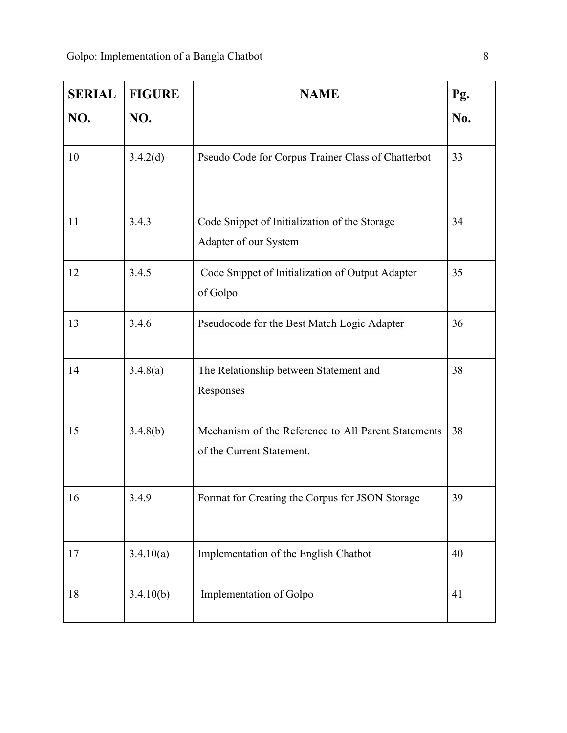| SERIAL NO. | FIGURE NO. | NAME | Pg. No. |
|---|---|---|---|
| 10 | 3.4.2(d) | Pseudo Code for Corpus Trainer Class of Chatterbot | 33 |
| 11 | 3.4.3 | Code Snippet of Initialization of the Storage Adapter of our System | 34 |
| 12 | 3.4.5 | Code Snippet of Initialization of Output Adapter of Golpo | 35 |
| 13 | 3.4.6 | Pseudocode for the Best Match Logic Adapter | 36 |
| 14 | 3.4.8(a) | The Relationship between Statement and Responses | 38 |
| 15 | 3.4.8(b) | Mechanism of the Reference to All Parent Statements of the Current Statement. | 38 |
| 16 | 3.4.9 | Format for Creating the Corpus for JSON Storage | 39 |
| 17 | 3.4.10(a) | Implementation of the English Chatbot | 40 |
| 18 | 3.4.10(b) | Implementation of Golpo | 41 |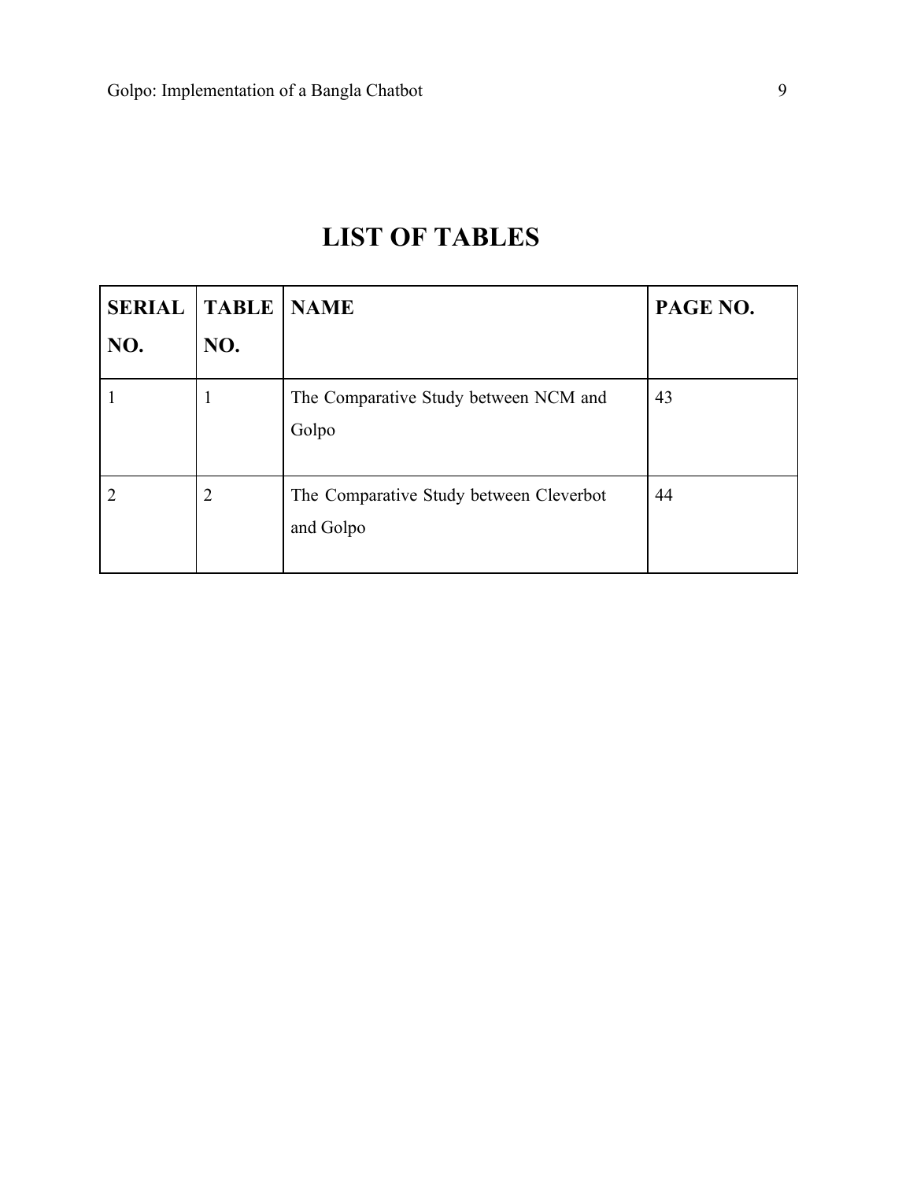# LIST OF TABLES

| SERIAL NO. | TABLE NO. | NAME | PAGE NO. |
|---|---|---|---|
| 1 | 1 | The Comparative Study between NCM and Golpo | 43 |
| 2 | 2 | The Comparative Study between Cleverbot and Golpo | 44 |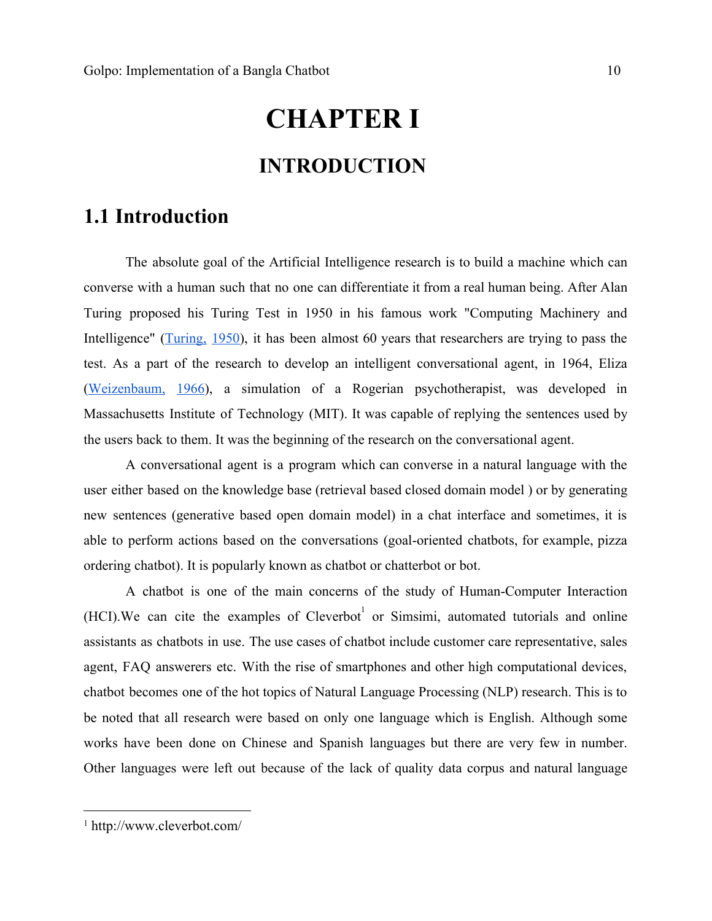# CHAPTER I

# INTRODUCTION

## 1.1 Introduction

The absolute goal of the Artificial Intelligence research is to build a machine which can converse with a human such that no one can differentiate it from a real human being. After Alan Turing proposed his Turing Test in 1950 in his famous work "Computing Machinery and Intelligence" (Turing, 1950), it has been almost 60 years that researchers are trying to pass the test. As a part of the research to develop an intelligent conversational agent, in 1964, Eliza (Weizenbaum, 1966), a simulation of a Rogerian psychotherapist, was developed in Massachusetts Institute of Technology (MIT). It was capable of replying the sentences used by the users back to them. It was the beginning of the research on the conversational agent.

A conversational agent is a program which can converse in a natural language with the user either based on the knowledge base (retrieval based closed domain model ) or by generating new sentences (generative based open domain model) in a chat interface and sometimes, it is able to perform actions based on the conversations (goal-oriented chatbots, for example, pizza ordering chatbot). It is popularly known as chatbot or chatterbot or bot.

A chatbot is one of the main concerns of the study of Human-Computer Interaction (HCI).We can cite the examples of Cleverbot[1] or Simsimi, automated tutorials and online assistants as chatbots in use. The use cases of chatbot include customer care representative, sales agent, FAQ answerers etc. With the rise of smartphones and other high computational devices, chatbot becomes one of the hot topics of Natural Language Processing (NLP) research. This is to be noted that all research were based on only one language which is English. Although some works have been done on Chinese and Spanish languages but there are very few in number. Other languages were left out because of the lack of quality data corpus and natural language

---

[1] http://www.cleverbot.com/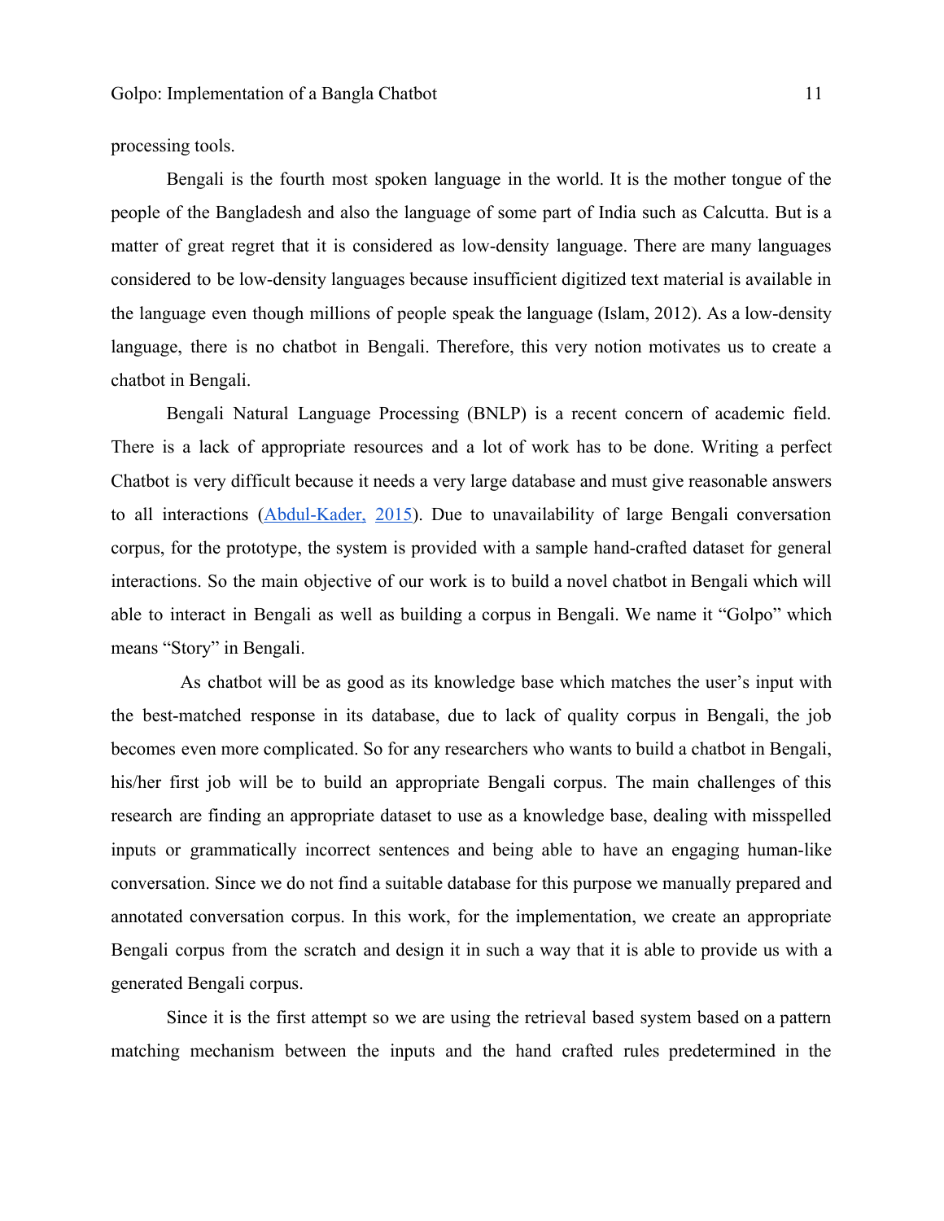processing tools.

Bengali is the fourth most spoken language in the world. It is the mother tongue of the people of the Bangladesh and also the language of some part of India such as Calcutta. But is a matter of great regret that it is considered as low-density language. There are many languages considered to be low-density languages because insufficient digitized text material is available in the language even though millions of people speak the language (Islam, 2012). As a low-density language, there is no chatbot in Bengali. Therefore, this very notion motivates us to create a chatbot in Bengali.

Bengali Natural Language Processing (BNLP) is a recent concern of academic field. There is a lack of appropriate resources and a lot of work has to be done. Writing a perfect Chatbot is very difficult because it needs a very large database and must give reasonable answers to all interactions (Abdul-Kader, 2015). Due to unavailability of large Bengali conversation corpus, for the prototype, the system is provided with a sample hand-crafted dataset for general interactions. So the main objective of our work is to build a novel chatbot in Bengali which will able to interact in Bengali as well as building a corpus in Bengali. We name it "Golpo" which means "Story" in Bengali.

As chatbot will be as good as its knowledge base which matches the user's input with the best-matched response in its database, due to lack of quality corpus in Bengali, the job becomes even more complicated. So for any researchers who wants to build a chatbot in Bengali, his/her first job will be to build an appropriate Bengali corpus. The main challenges of this research are finding an appropriate dataset to use as a knowledge base, dealing with misspelled inputs or grammatically incorrect sentences and being able to have an engaging human-like conversation. Since we do not find a suitable database for this purpose we manually prepared and annotated conversation corpus. In this work, for the implementation, we create an appropriate Bengali corpus from the scratch and design it in such a way that it is able to provide us with a generated Bengali corpus.

Since it is the first attempt so we are using the retrieval based system based on a pattern matching mechanism between the inputs and the hand crafted rules predetermined in the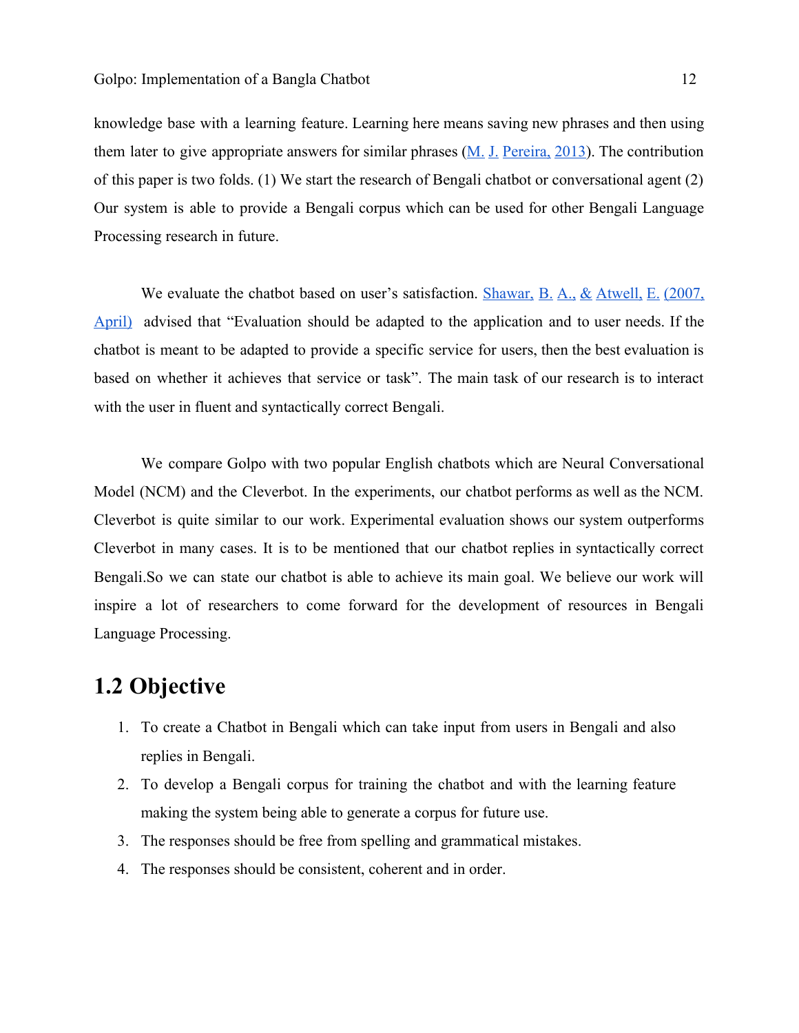knowledge base with a learning feature. Learning here means saving new phrases and then using them later to give appropriate answers for similar phrases (M. J. Pereira, 2013). The contribution of this paper is two folds. (1) We start the research of Bengali chatbot or conversational agent (2) Our system is able to provide a Bengali corpus which can be used for other Bengali Language Processing research in future.

We evaluate the chatbot based on user's satisfaction. Shawar, B. A., & Atwell, E. (2007, April) advised that "Evaluation should be adapted to the application and to user needs. If the chatbot is meant to be adapted to provide a specific service for users, then the best evaluation is based on whether it achieves that service or task". The main task of our research is to interact with the user in fluent and syntactically correct Bengali.

We compare Golpo with two popular English chatbots which are Neural Conversational Model (NCM) and the Cleverbot. In the experiments, our chatbot performs as well as the NCM. Cleverbot is quite similar to our work. Experimental evaluation shows our system outperforms Cleverbot in many cases. It is to be mentioned that our chatbot replies in syntactically correct Bengali.So we can state our chatbot is able to achieve its main goal. We believe our work will inspire a lot of researchers to come forward for the development of resources in Bengali Language Processing.

## 1.2 Objective

1. To create a Chatbot in Bengali which can take input from users in Bengali and also replies in Bengali.
2. To develop a Bengali corpus for training the chatbot and with the learning feature making the system being able to generate a corpus for future use.
3. The responses should be free from spelling and grammatical mistakes.
4. The responses should be consistent, coherent and in order.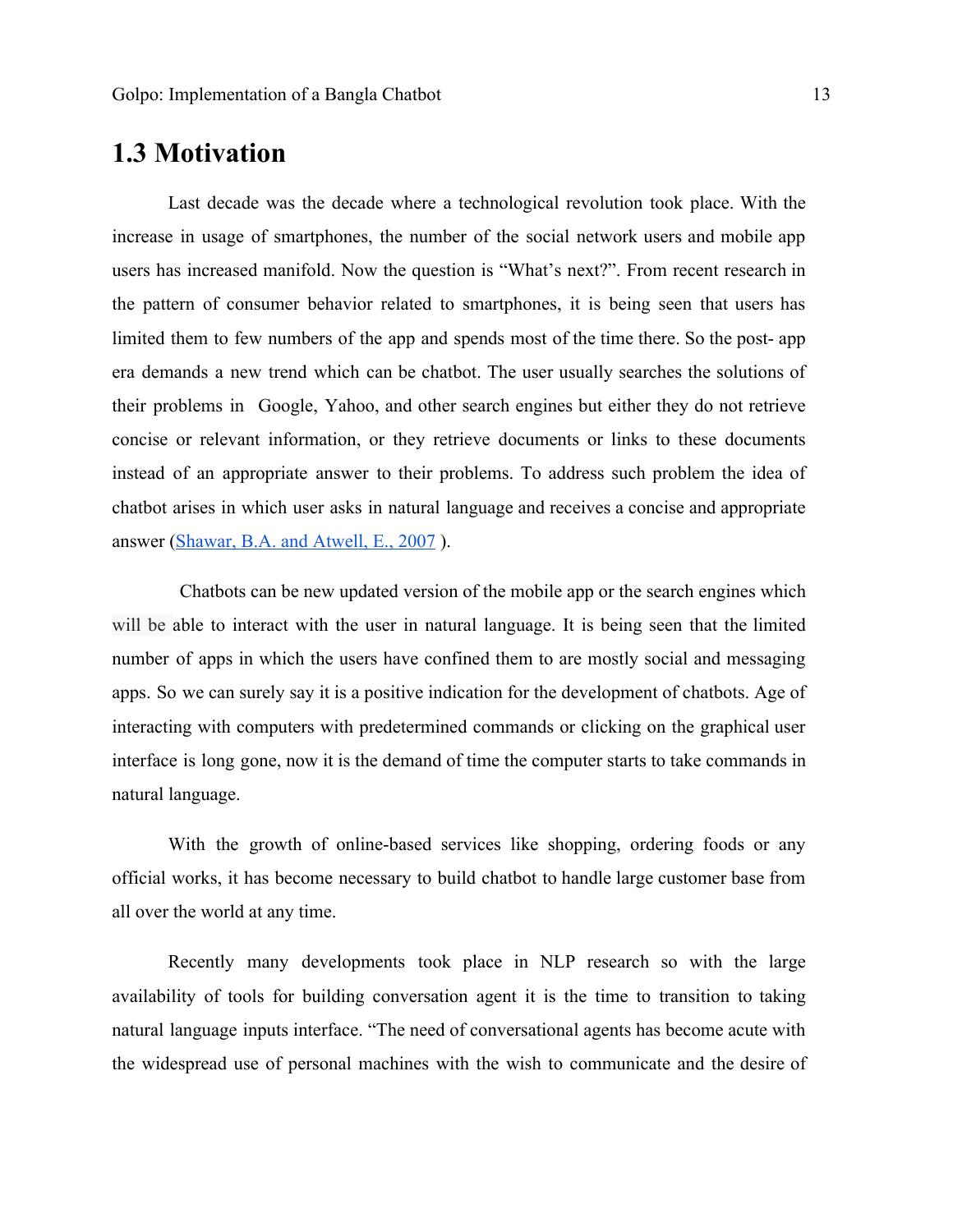## 1.3 Motivation

Last decade was the decade where a technological revolution took place. With the increase in usage of smartphones, the number of the social network users and mobile app users has increased manifold. Now the question is "What's next?". From recent research in the pattern of consumer behavior related to smartphones, it is being seen that users has limited them to few numbers of the app and spends most of the time there. So the post- app era demands a new trend which can be chatbot. The user usually searches the solutions of their problems in Google, Yahoo, and other search engines but either they do not retrieve concise or relevant information, or they retrieve documents or links to these documents instead of an appropriate answer to their problems. To address such problem the idea of chatbot arises in which user asks in natural language and receives a concise and appropriate answer (Shawar, B.A. and Atwell, E., 2007 ).

Chatbots can be new updated version of the mobile app or the search engines which will be able to interact with the user in natural language. It is being seen that the limited number of apps in which the users have confined them to are mostly social and messaging apps. So we can surely say it is a positive indication for the development of chatbots. Age of interacting with computers with predetermined commands or clicking on the graphical user interface is long gone, now it is the demand of time the computer starts to take commands in natural language.

With the growth of online-based services like shopping, ordering foods or any official works, it has become necessary to build chatbot to handle large customer base from all over the world at any time.

Recently many developments took place in NLP research so with the large availability of tools for building conversation agent it is the time to transition to taking natural language inputs interface. "The need of conversational agents has become acute with the widespread use of personal machines with the wish to communicate and the desire of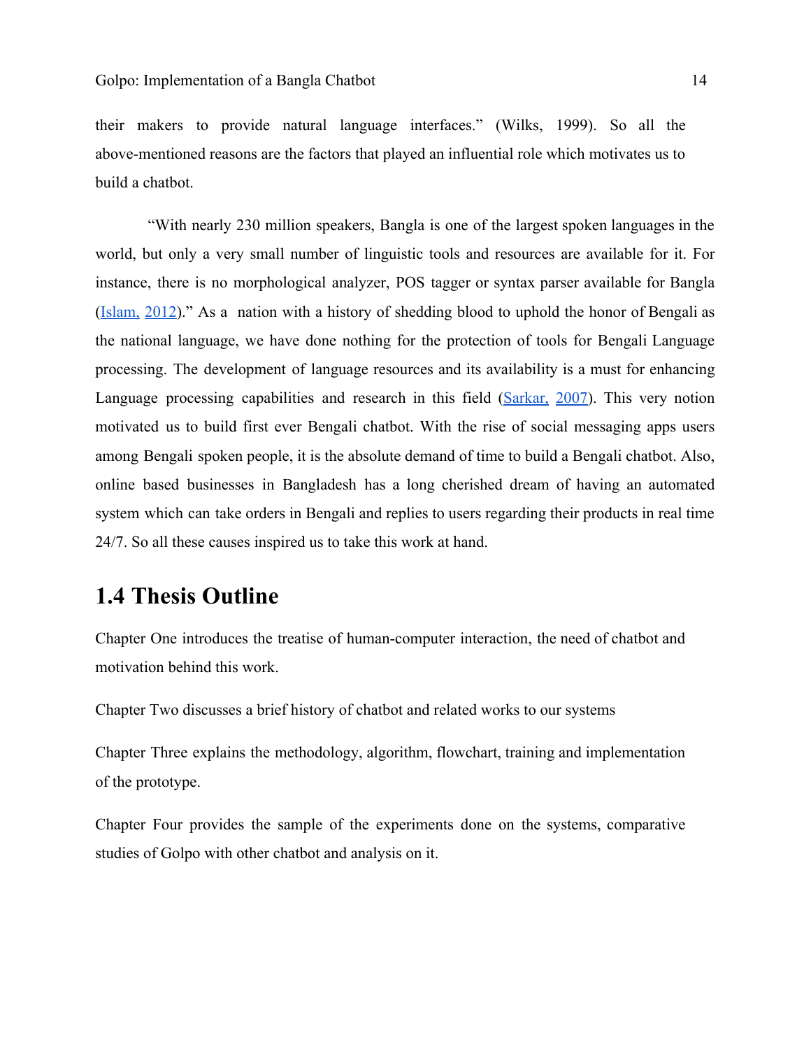their makers to provide natural language interfaces." (Wilks, 1999). So all the above-mentioned reasons are the factors that played an influential role which motivates us to build a chatbot.

"With nearly 230 million speakers, Bangla is one of the largest spoken languages in the world, but only a very small number of linguistic tools and resources are available for it. For instance, there is no morphological analyzer, POS tagger or syntax parser available for Bangla (Islam, 2012)." As a nation with a history of shedding blood to uphold the honor of Bengali as the national language, we have done nothing for the protection of tools for Bengali Language processing. The development of language resources and its availability is a must for enhancing Language processing capabilities and research in this field (Sarkar, 2007). This very notion motivated us to build first ever Bengali chatbot. With the rise of social messaging apps users among Bengali spoken people, it is the absolute demand of time to build a Bengali chatbot. Also, online based businesses in Bangladesh has a long cherished dream of having an automated system which can take orders in Bengali and replies to users regarding their products in real time 24/7. So all these causes inspired us to take this work at hand.

## 1.4 Thesis Outline

Chapter One introduces the treatise of human-computer interaction, the need of chatbot and motivation behind this work.

Chapter Two discusses a brief history of chatbot and related works to our systems

Chapter Three explains the methodology, algorithm, flowchart, training and implementation of the prototype.

Chapter Four provides the sample of the experiments done on the systems, comparative studies of Golpo with other chatbot and analysis on it.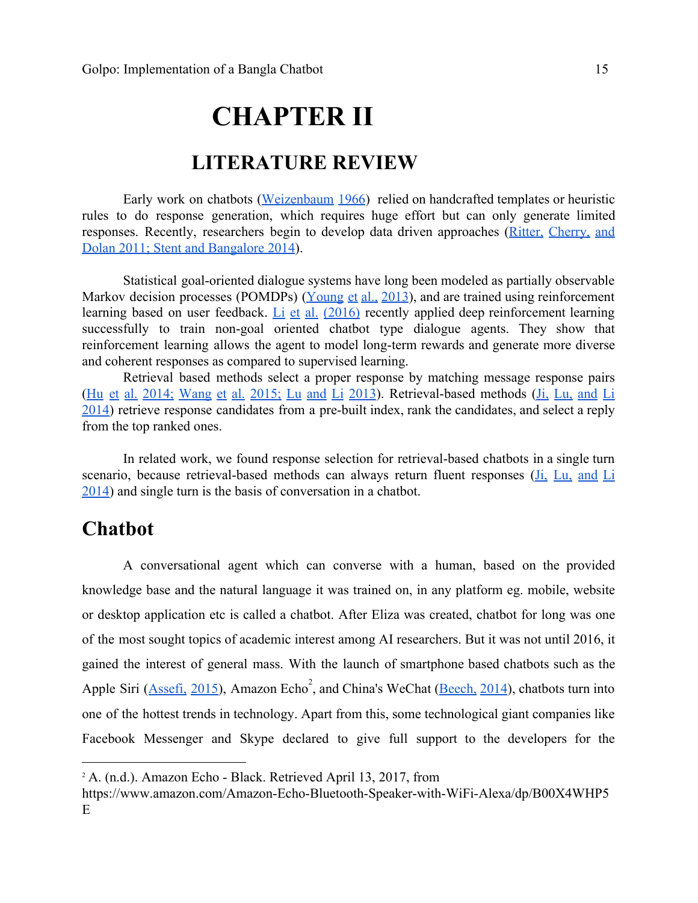# CHAPTER II

## LITERATURE REVIEW

Early work on chatbots (Weizenbaum 1966) relied on handcrafted templates or heuristic rules to do response generation, which requires huge effort but can only generate limited responses. Recently, researchers begin to develop data driven approaches (Ritter, Cherry, and Dolan 2011; Stent and Bangalore 2014).

Statistical goal-oriented dialogue systems have long been modeled as partially observable Markov decision processes (POMDPs) (Young et al., 2013), and are trained using reinforcement learning based on user feedback. Li et al. (2016) recently applied deep reinforcement learning successfully to train non-goal oriented chatbot type dialogue agents. They show that reinforcement learning allows the agent to model long-term rewards and generate more diverse and coherent responses as compared to supervised learning.

Retrieval based methods select a proper response by matching message response pairs (Hu et al. 2014; Wang et al. 2015; Lu and Li 2013). Retrieval-based methods (Ji, Lu, and Li 2014) retrieve response candidates from a pre-built index, rank the candidates, and select a reply from the top ranked ones.

In related work, we found response selection for retrieval-based chatbots in a single turn scenario, because retrieval-based methods can always return fluent responses (Ji, Lu, and Li 2014) and single turn is the basis of conversation in a chatbot.

## Chatbot

A conversational agent which can converse with a human, based on the provided knowledge base and the natural language it was trained on, in any platform eg. mobile, website or desktop application etc is called a chatbot. After Eliza was created, chatbot for long was one of the most sought topics of academic interest among AI researchers. But it was not until 2016, it gained the interest of general mass. With the launch of smartphone based chatbots such as the Apple Siri (Assefi, 2015), Amazon Echo[2], and China's WeChat (Beech, 2014), chatbots turn into one of the hottest trends in technology. Apart from this, some technological giant companies like Facebook Messenger and Skype declared to give full support to the developers for the

---

[2] A. (n.d.). Amazon Echo - Black. Retrieved April 13, 2017, from https://www.amazon.com/Amazon-Echo-Bluetooth-Speaker-with-WiFi-Alexa/dp/B00X4WHP5E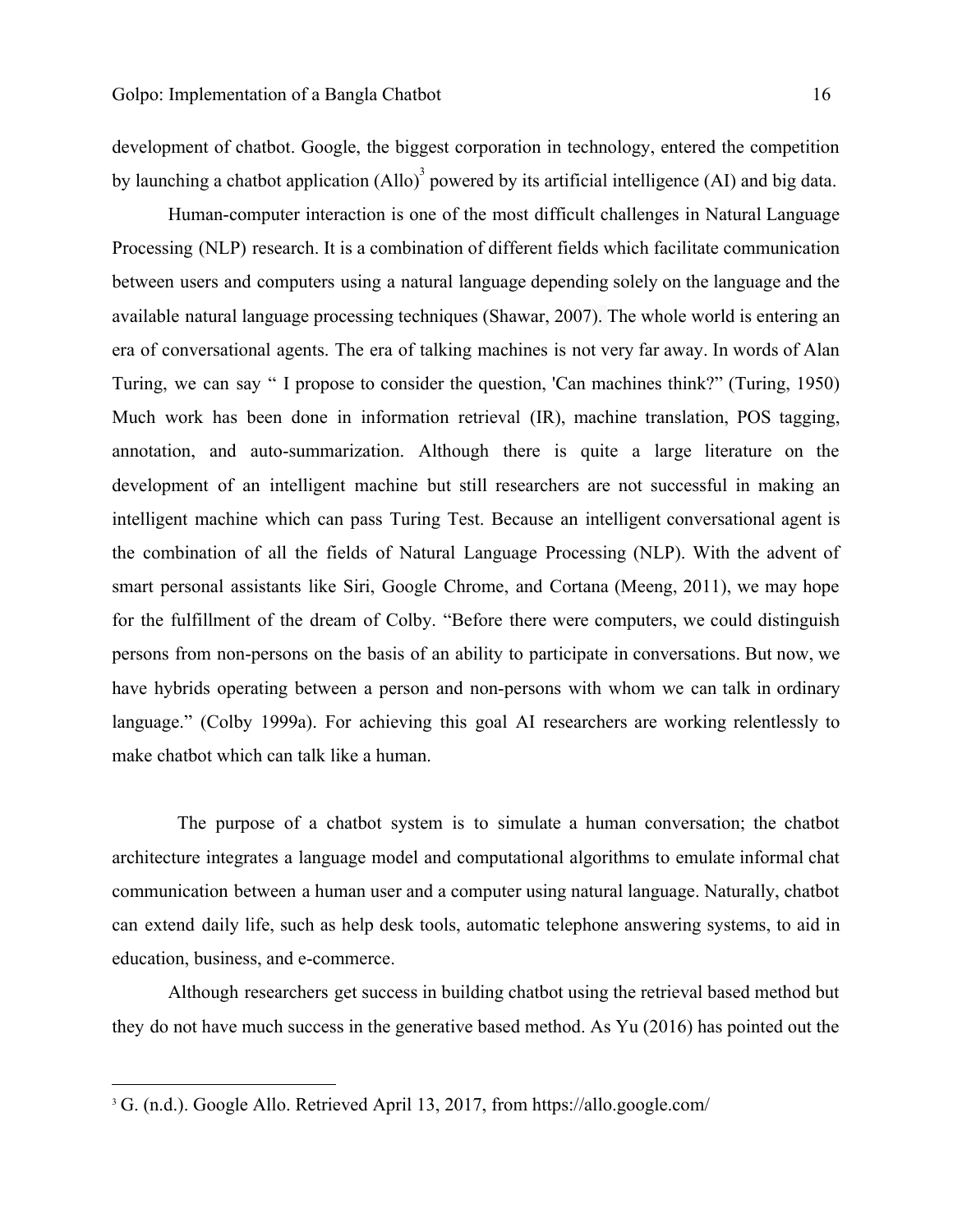development of chatbot. Google, the biggest corporation in technology, entered the competition by launching a chatbot application (Allo)[3] powered by its artificial intelligence (AI) and big data.

Human-computer interaction is one of the most difficult challenges in Natural Language Processing (NLP) research. It is a combination of different fields which facilitate communication between users and computers using a natural language depending solely on the language and the available natural language processing techniques (Shawar, 2007). The whole world is entering an era of conversational agents. The era of talking machines is not very far away. In words of Alan Turing, we can say " I propose to consider the question, 'Can machines think?" (Turing, 1950) Much work has been done in information retrieval (IR), machine translation, POS tagging, annotation, and auto-summarization. Although there is quite a large literature on the development of an intelligent machine but still researchers are not successful in making an intelligent machine which can pass Turing Test. Because an intelligent conversational agent is the combination of all the fields of Natural Language Processing (NLP). With the advent of smart personal assistants like Siri, Google Chrome, and Cortana (Meeng, 2011), we may hope for the fulfillment of the dream of Colby. "Before there were computers, we could distinguish persons from non-persons on the basis of an ability to participate in conversations. But now, we have hybrids operating between a person and non-persons with whom we can talk in ordinary language." (Colby 1999a). For achieving this goal AI researchers are working relentlessly to make chatbot which can talk like a human.

The purpose of a chatbot system is to simulate a human conversation; the chatbot architecture integrates a language model and computational algorithms to emulate informal chat communication between a human user and a computer using natural language. Naturally, chatbot can extend daily life, such as help desk tools, automatic telephone answering systems, to aid in education, business, and e-commerce.

Although researchers get success in building chatbot using the retrieval based method but they do not have much success in the generative based method. As Yu (2016) has pointed out the

---

[3] G. (n.d.). Google Allo. Retrieved April 13, 2017, from https://allo.google.com/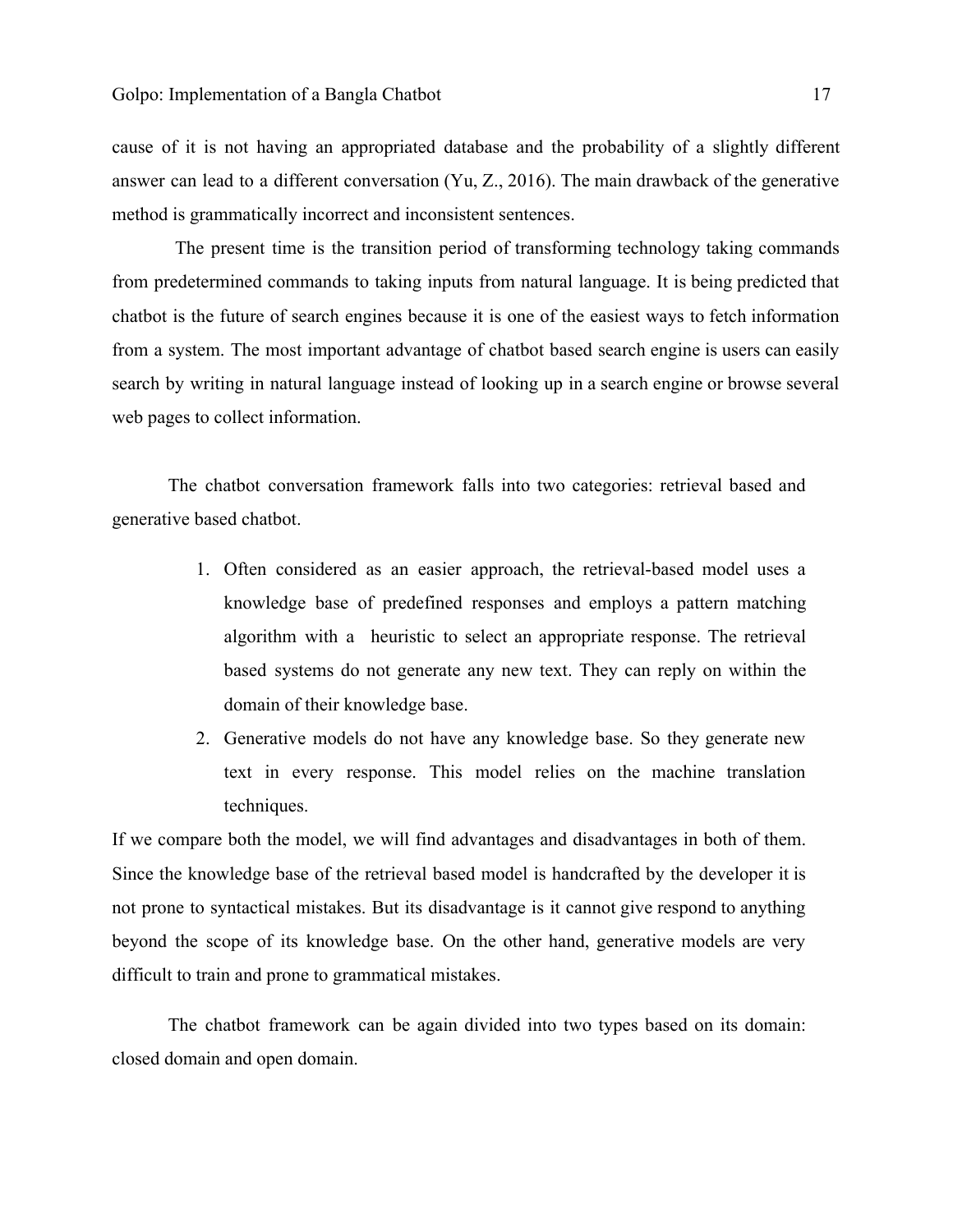cause of it is not having an appropriated database and the probability of a slightly different answer can lead to a different conversation (Yu, Z., 2016). The main drawback of the generative method is grammatically incorrect and inconsistent sentences.

The present time is the transition period of transforming technology taking commands from predetermined commands to taking inputs from natural language. It is being predicted that chatbot is the future of search engines because it is one of the easiest ways to fetch information from a system. The most important advantage of chatbot based search engine is users can easily search by writing in natural language instead of looking up in a search engine or browse several web pages to collect information.

The chatbot conversation framework falls into two categories: retrieval based and generative based chatbot.

1. Often considered as an easier approach, the retrieval-based model uses a knowledge base of predefined responses and employs a pattern matching algorithm with a heuristic to select an appropriate response. The retrieval based systems do not generate any new text. They can reply on within the domain of their knowledge base.
2. Generative models do not have any knowledge base. So they generate new text in every response. This model relies on the machine translation techniques.

If we compare both the model, we will find advantages and disadvantages in both of them. Since the knowledge base of the retrieval based model is handcrafted by the developer it is not prone to syntactical mistakes. But its disadvantage is it cannot give respond to anything beyond the scope of its knowledge base. On the other hand, generative models are very difficult to train and prone to grammatical mistakes.

The chatbot framework can be again divided into two types based on its domain: closed domain and open domain.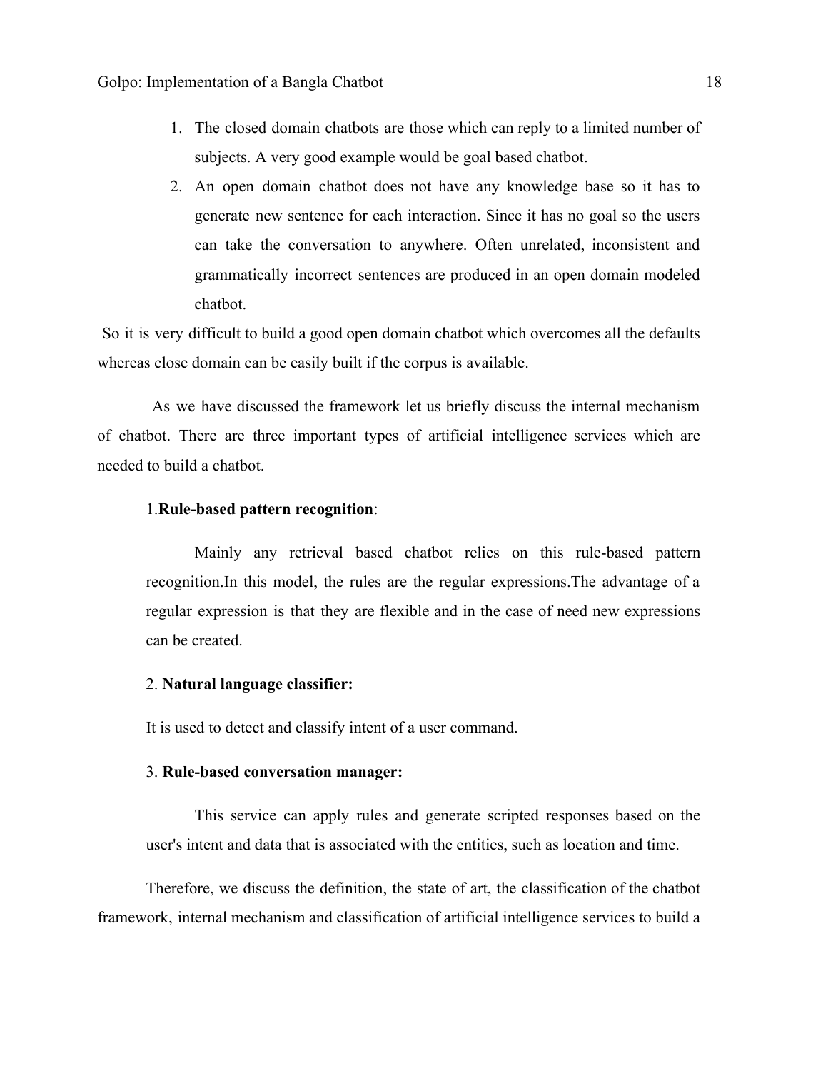1. The closed domain chatbots are those which can reply to a limited number of subjects. A very good example would be goal based chatbot.
2. An open domain chatbot does not have any knowledge base so it has to generate new sentence for each interaction. Since it has no goal so the users can take the conversation to anywhere. Often unrelated, inconsistent and grammatically incorrect sentences are produced in an open domain modeled chatbot.

So it is very difficult to build a good open domain chatbot which overcomes all the defaults whereas close domain can be easily built if the corpus is available.

As we have discussed the framework let us briefly discuss the internal mechanism of chatbot. There are three important types of artificial intelligence services which are needed to build a chatbot.

1.**Rule-based pattern recognition**:

Mainly any retrieval based chatbot relies on this rule-based pattern recognition.In this model, the rules are the regular expressions.The advantage of a regular expression is that they are flexible and in the case of need new expressions can be created.

2. **Natural language classifier:**

It is used to detect and classify intent of a user command.

3. **Rule-based conversation manager:**

This service can apply rules and generate scripted responses based on the user's intent and data that is associated with the entities, such as location and time.

Therefore, we discuss the definition, the state of art, the classification of the chatbot framework, internal mechanism and classification of artificial intelligence services to build a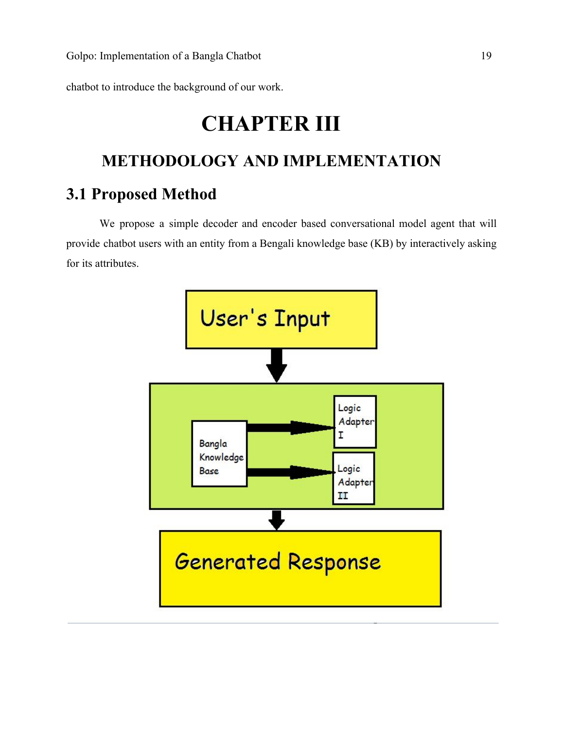chatbot to introduce the background of our work.

# CHAPTER III

## METHODOLOGY AND IMPLEMENTATION

### 3.1 Proposed Method

We propose a simple decoder and encoder based conversational model agent that will provide chatbot users with an entity from a Bengali knowledge base (KB) by interactively asking for its attributes.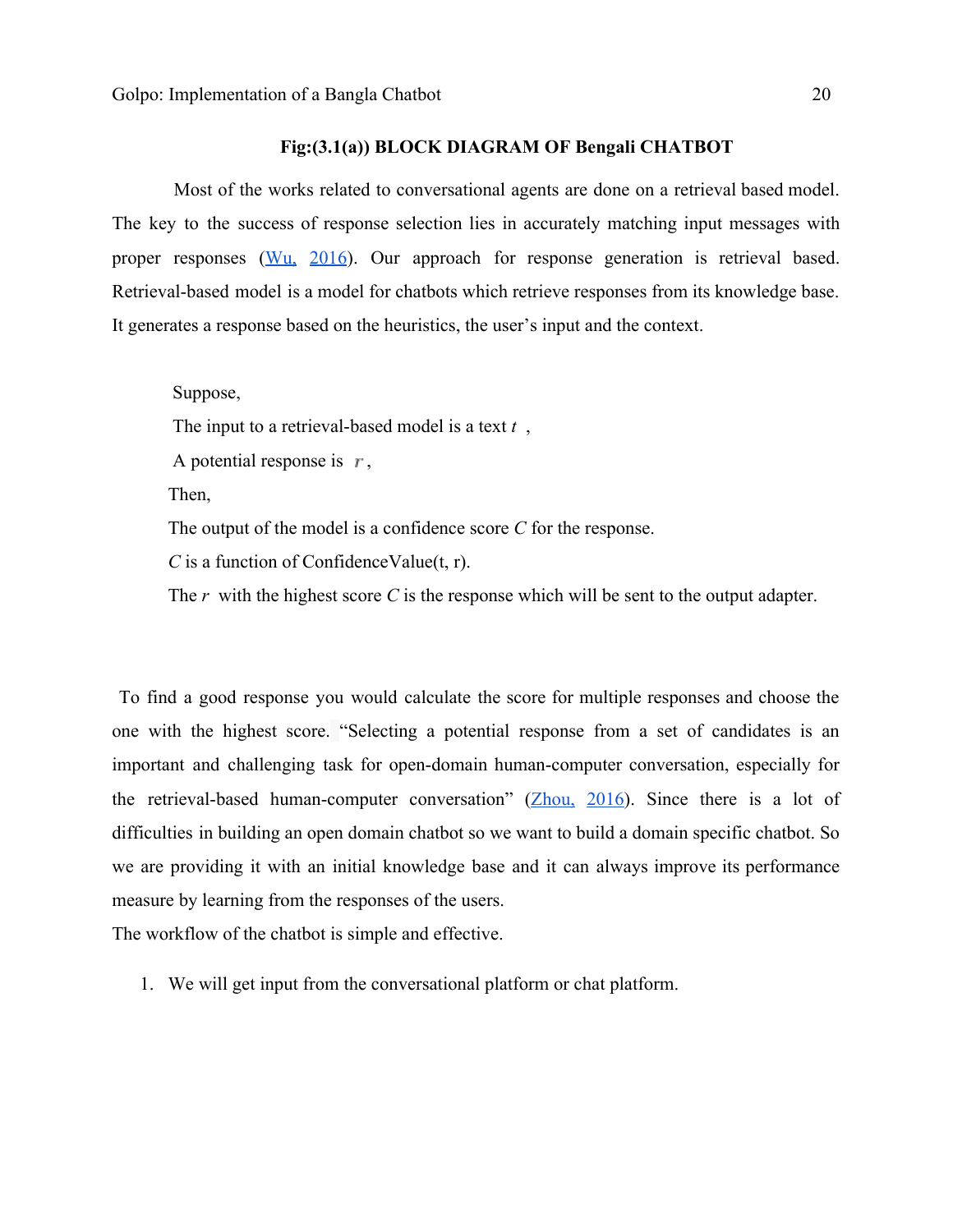**Fig:(3.1(a)) BLOCK DIAGRAM OF Bengali CHATBOT**

Most of the works related to conversational agents are done on a retrieval based model. The key to the success of response selection lies in accurately matching input messages with proper responses (Wu, 2016). Our approach for response generation is retrieval based. Retrieval-based model is a model for chatbots which retrieve responses from its knowledge base. It generates a response based on the heuristics, the user's input and the context.

Suppose,

The input to a retrieval-based model is a text $t$ ,

A potential response is $r$,

Then,

The output of the model is a confidence score $C$ for the response.

$C$ is a function of ConfidenceValue(t, r).

The $r$ with the highest score $C$ is the response which will be sent to the output adapter.

To find a good response you would calculate the score for multiple responses and choose the one with the highest score. "Selecting a potential response from a set of candidates is an important and challenging task for open-domain human-computer conversation, especially for the retrieval-based human-computer conversation" (Zhou, 2016). Since there is a lot of difficulties in building an open domain chatbot so we want to build a domain specific chatbot. So we are providing it with an initial knowledge base and it can always improve its performance measure by learning from the responses of the users.

The workflow of the chatbot is simple and effective.

1. We will get input from the conversational platform or chat platform.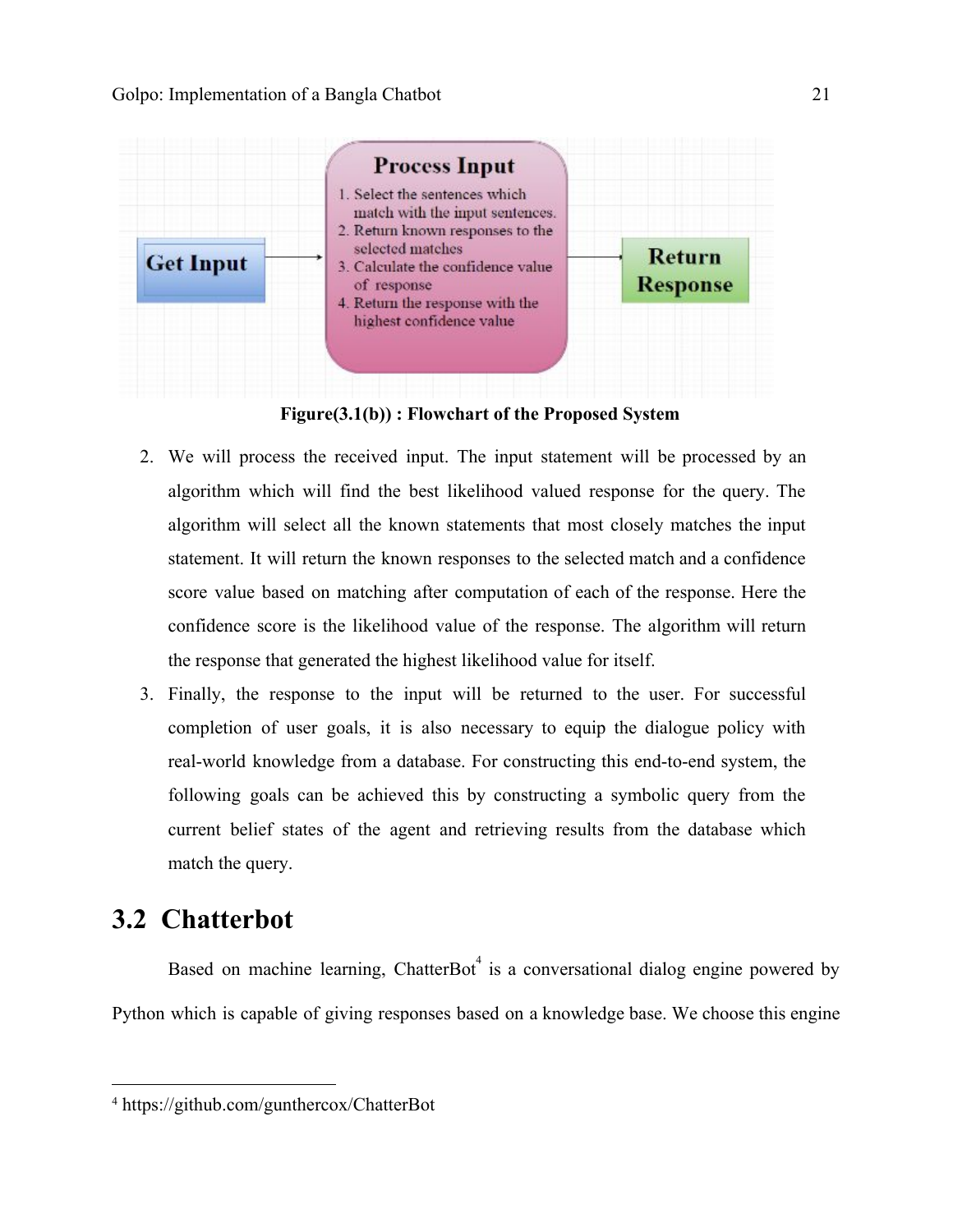**Figure(3.1(b)) : Flowchart of the Proposed System**

2. We will process the received input. The input statement will be processed by an algorithm which will find the best likelihood valued response for the query. The algorithm will select all the known statements that most closely matches the input statement. It will return the known responses to the selected match and a confidence score value based on matching after computation of each of the response. Here the confidence score is the likelihood value of the response. The algorithm will return the response that generated the highest likelihood value for itself.
3. Finally, the response to the input will be returned to the user. For successful completion of user goals, it is also necessary to equip the dialogue policy with real-world knowledge from a database. For constructing this end-to-end system, the following goals can be achieved this by constructing a symbolic query from the current belief states of the agent and retrieving results from the database which match the query.

## 3.2 Chatterbot

Based on machine learning, ChatterBot[4] is a conversational dialog engine powered by Python which is capable of giving responses based on a knowledge base. We choose this engine

[4] https://github.com/gunthercox/ChatterBot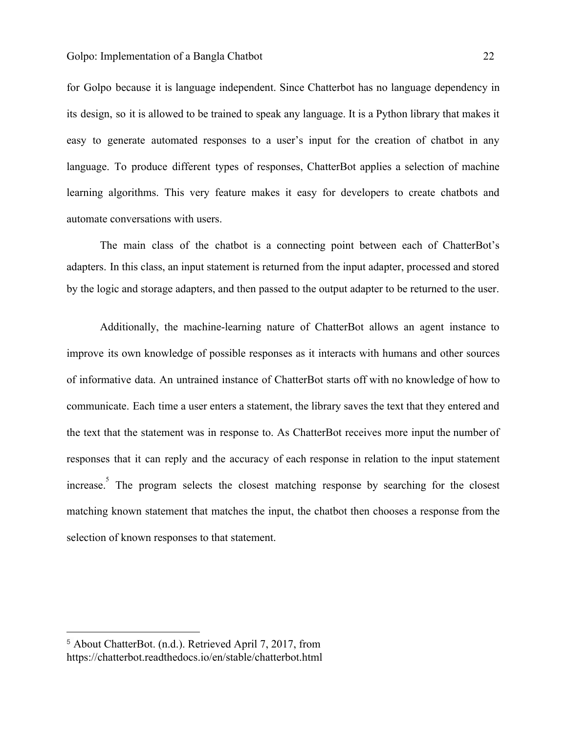for Golpo because it is language independent. Since Chatterbot has no language dependency in its design, so it is allowed to be trained to speak any language. It is a Python library that makes it easy to generate automated responses to a user's input for the creation of chatbot in any language. To produce different types of responses, ChatterBot applies a selection of machine learning algorithms. This very feature makes it easy for developers to create chatbots and automate conversations with users.

The main class of the chatbot is a connecting point between each of ChatterBot's adapters. In this class, an input statement is returned from the input adapter, processed and stored by the logic and storage adapters, and then passed to the output adapter to be returned to the user.

Additionally, the machine-learning nature of ChatterBot allows an agent instance to improve its own knowledge of possible responses as it interacts with humans and other sources of informative data. An untrained instance of ChatterBot starts off with no knowledge of how to communicate. Each time a user enters a statement, the library saves the text that they entered and the text that the statement was in response to. As ChatterBot receives more input the number of responses that it can reply and the accuracy of each response in relation to the input statement increase.[5] The program selects the closest matching response by searching for the closest matching known statement that matches the input, the chatbot then chooses a response from the selection of known responses to that statement.

---

[5] About ChatterBot. (n.d.). Retrieved April 7, 2017, from https://chatterbot.readthedocs.io/en/stable/chatterbot.html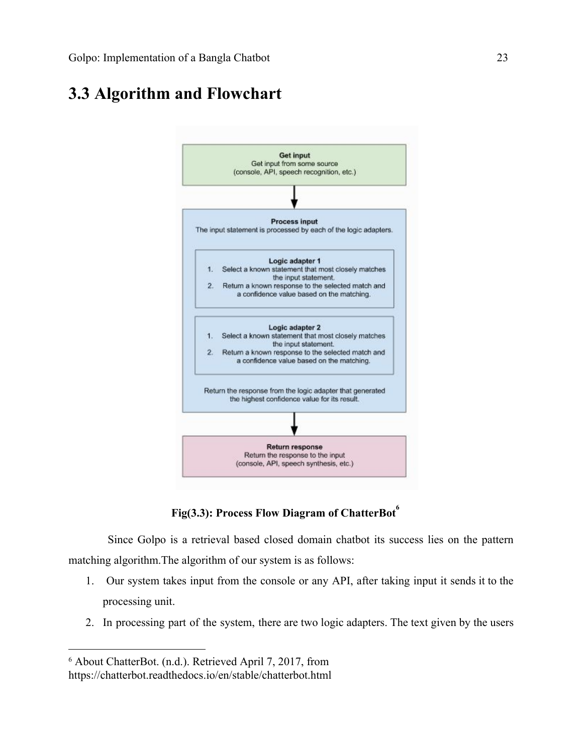## 3.3 Algorithm and Flowchart

**Get input**
Get input from some source
(console, API, speech recognition, etc.)

↓

**Process input**
The input statement is processed by each of the logic adapters.

**Logic adapter 1**
1. Select a known statement that most closely matches the input statement.
2. Return a known response to the selected match and a confidence value based on the matching.

**Logic adapter 2**
1. Select a known statement that most closely matches the input statement.
2. Return a known response to the selected match and a confidence value based on the matching.

Return the response from the logic adapter that generated the highest confidence value for its result.

↓

**Return response**
Return the response to the input
(console, API, speech synthesis, etc.)

**Fig(3.3): Process Flow Diagram of ChatterBot[6]**

Since Golpo is a retrieval based closed domain chatbot its success lies on the pattern matching algorithm.The algorithm of our system is as follows:

1. Our system takes input from the console or any API, after taking input it sends it to the processing unit.
2. In processing part of the system, there are two logic adapters. The text given by the users

---

[6] About ChatterBot. (n.d.). Retrieved April 7, 2017, from https://chatterbot.readthedocs.io/en/stable/chatterbot.html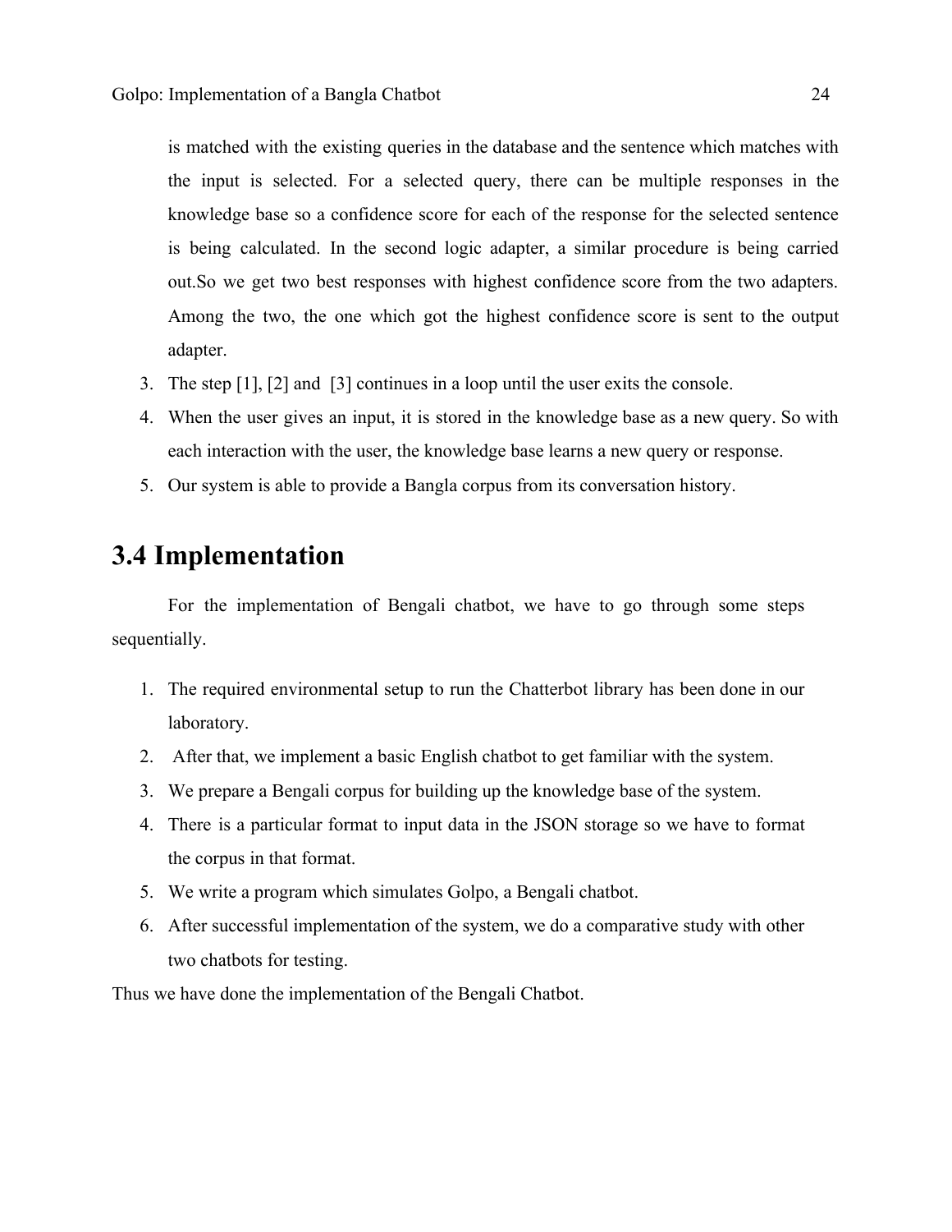is matched with the existing queries in the database and the sentence which matches with the input is selected. For a selected query, there can be multiple responses in the knowledge base so a confidence score for each of the response for the selected sentence is being calculated. In the second logic adapter, a similar procedure is being carried out.So we get two best responses with highest confidence score from the two adapters. Among the two, the one which got the highest confidence score is sent to the output adapter.

3. The step [1], [2] and [3] continues in a loop until the user exits the console.
4. When the user gives an input, it is stored in the knowledge base as a new query. So with each interaction with the user, the knowledge base learns a new query or response.
5. Our system is able to provide a Bangla corpus from its conversation history.

## 3.4 Implementation

For the implementation of Bengali chatbot, we have to go through some steps sequentially.

1. The required environmental setup to run the Chatterbot library has been done in our laboratory.
2. After that, we implement a basic English chatbot to get familiar with the system.
3. We prepare a Bengali corpus for building up the knowledge base of the system.
4. There is a particular format to input data in the JSON storage so we have to format the corpus in that format.
5. We write a program which simulates Golpo, a Bengali chatbot.
6. After successful implementation of the system, we do a comparative study with other two chatbots for testing.

Thus we have done the implementation of the Bengali Chatbot.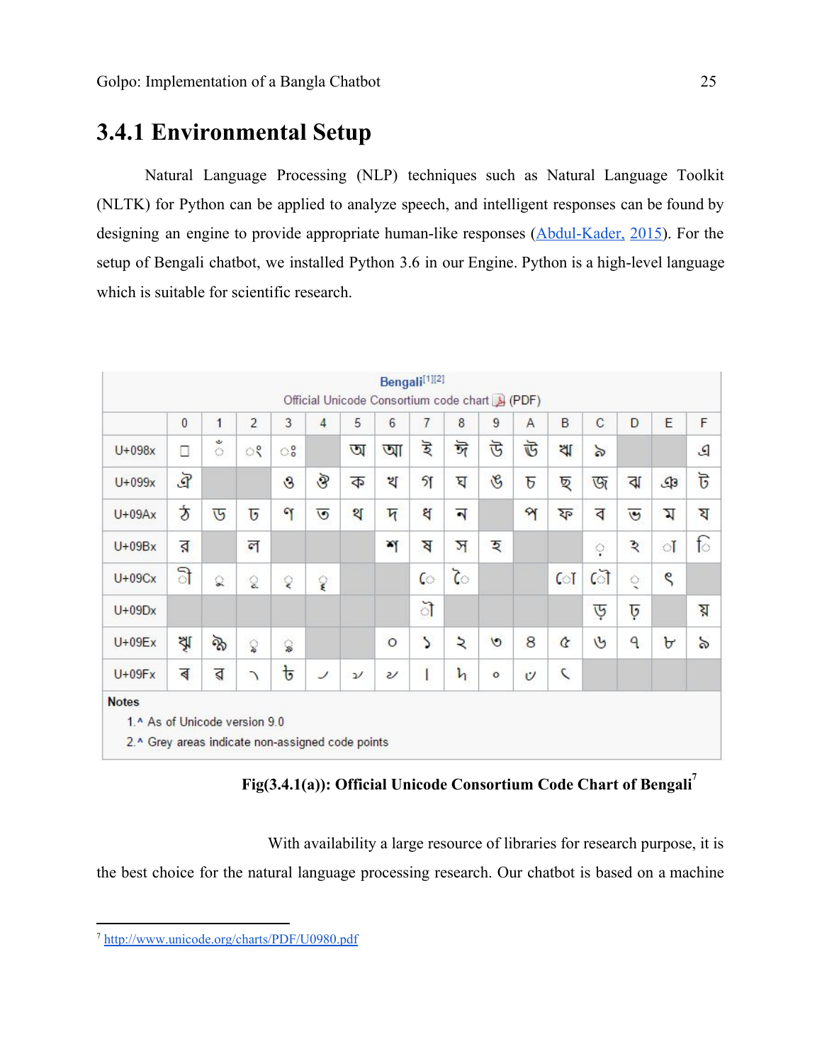### 3.4.1 Environmental Setup

Natural Language Processing (NLP) techniques such as Natural Language Toolkit (NLTK) for Python can be applied to analyze speech, and intelligent responses can be found by designing an engine to provide appropriate human-like responses (Abdul-Kader, 2015). For the setup of Bengali chatbot, we installed Python 3.6 in our Engine. Python is a high-level language which is suitable for scientific research.

**Bengali**[1][2]

Official Unicode Consortium code chart (PDF)

| | 0 | 1 | 2 | 3 | 4 | 5 | 6 | 7 | 8 | 9 | A | B | C | D | E | F |
|---|---|---|---|---|---|---|---|---|---|---|---|---|---|---|---|---|
| U+098x | ঀ | ঁ | ং | ঃ | | অ | আ | ই | ঈ | উ | ঊ | ঋ | ঌ | | | এ |
| U+099x | ঐ | | | ও | ঔ | ক | খ | গ | ঘ | ঙ | চ | ছ | জ | ঝ | ঞ | ট |
| U+09Ax | ঠ | ড | ঢ | ণ | ত | থ | দ | ধ | ন | | প | ফ | ব | ভ | ম | য |
| U+09Bx | র | | ল | | | | শ | ষ | স | হ | | | ় | ঽ | া | ি |
| U+09Cx | ী | ু | ূ | ৃ | ৄ | | | ে | ৈ | | | ো | ৌ | ্ | ৎ | |
| U+09Dx | | | | | | | | ৗ | | | | | ড় | ঢ় | | য় |
| U+09Ex | ৠ | ৡ | ৢ | ৣ | | | ০ | ১ | ২ | ৩ | ৪ | ৫ | ৬ | ৭ | ৮ | ৯ |
| U+09Fx | ৰ | ৱ | ৲ | ৳ | ৴ | ৵ | ৶ | ৷ | ৸ | ৹ | ৺ | ৻ | | | | |

Notes

1. ^ As of Unicode version 9.0
2. ^ Grey areas indicate non-assigned code points

**Fig(3.4.1(a)): Official Unicode Consortium Code Chart of Bengali**[7]

With availability a large resource of libraries for research purpose, it is the best choice for the natural language processing research. Our chatbot is based on a machine

[7] http://www.unicode.org/charts/PDF/U0980.pdf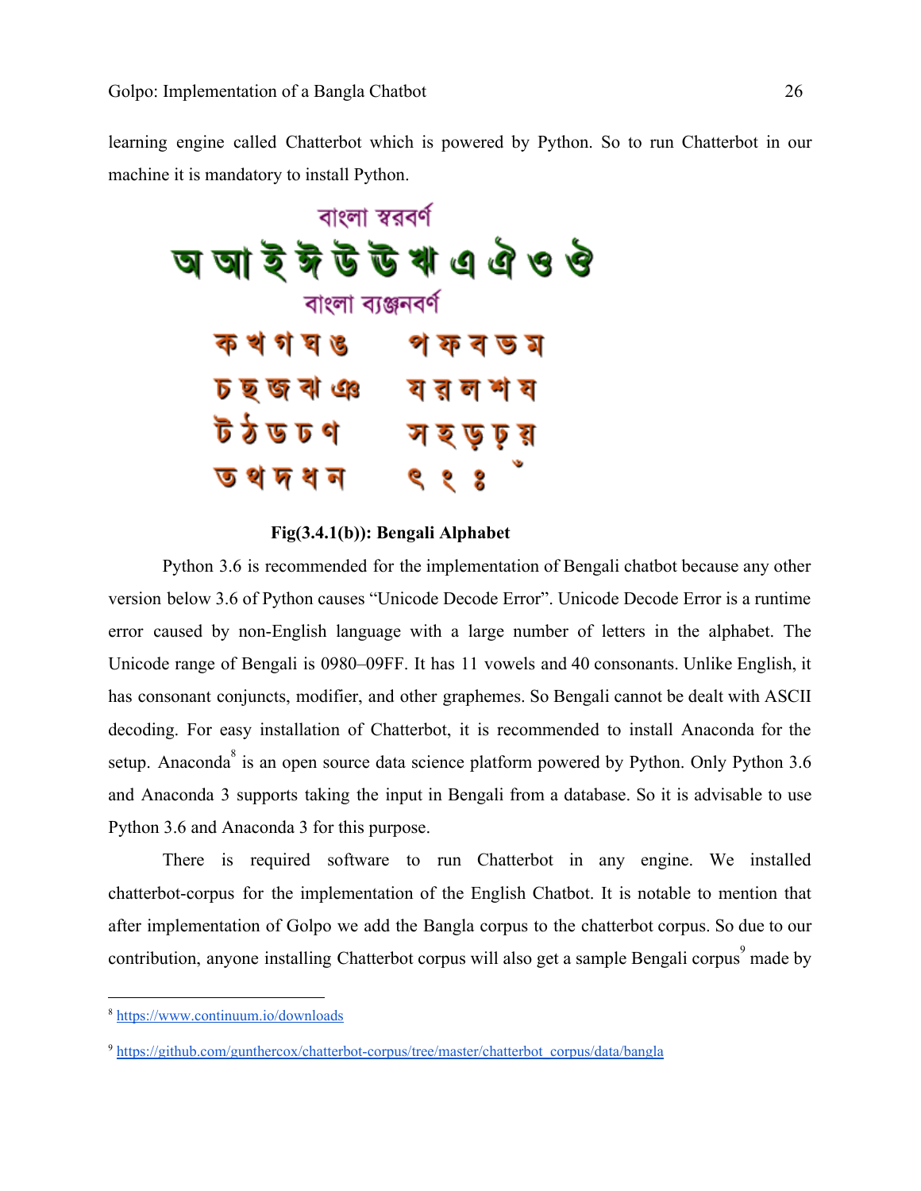learning engine called Chatterbot which is powered by Python. So to run Chatterbot in our machine it is mandatory to install Python.

বাংলা স্বরবর্ণ

অ আ ই ঈ উ ঊ ঋ এ ঐ ও ঔ

বাংলা ব্যঞ্জনবর্ণ

ক খ গ ঘ ঙ &nbsp;&nbsp;&nbsp; প ফ ব ভ ম

চ ছ জ ঝ ঞ &nbsp;&nbsp;&nbsp; য র ল শ ষ

ট ঠ ড ঢ ণ &nbsp;&nbsp;&nbsp; স হ ড় ঢ় য়

ত থ দ ধ ন &nbsp;&nbsp;&nbsp; ৎ ং ঃ ঁ

**Fig(3.4.1(b)): Bengali Alphabet**

Python 3.6 is recommended for the implementation of Bengali chatbot because any other version below 3.6 of Python causes "Unicode Decode Error". Unicode Decode Error is a runtime error caused by non-English language with a large number of letters in the alphabet. The Unicode range of Bengali is 0980–09FF. It has 11 vowels and 40 consonants. Unlike English, it has consonant conjuncts, modifier, and other graphemes. So Bengali cannot be dealt with ASCII decoding. For easy installation of Chatterbot, it is recommended to install Anaconda for the setup. Anaconda[8] is an open source data science platform powered by Python. Only Python 3.6 and Anaconda 3 supports taking the input in Bengali from a database. So it is advisable to use Python 3.6 and Anaconda 3 for this purpose.

There is required software to run Chatterbot in any engine. We installed chatterbot-corpus for the implementation of the English Chatbot. It is notable to mention that after implementation of Golpo we add the Bangla corpus to the chatterbot corpus. So due to our contribution, anyone installing Chatterbot corpus will also get a sample Bengali corpus[9] made by

---

[8] https://www.continuum.io/downloads

[9] https://github.com/gunthercox/chatterbot-corpus/tree/master/chatterbot_corpus/data/bangla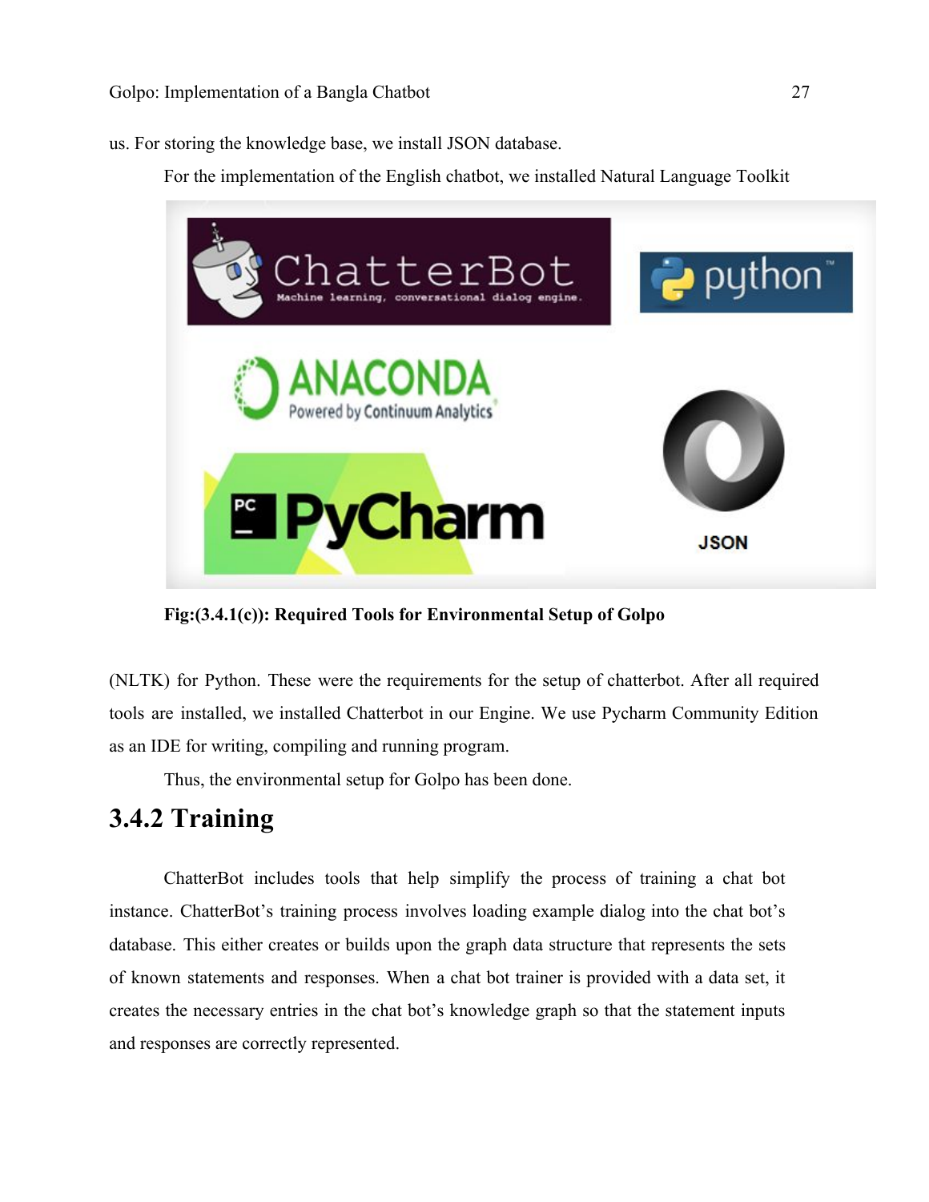us. For storing the knowledge base, we install JSON database.

For the implementation of the English chatbot, we installed Natural Language Toolkit

**Fig:(3.4.1(c)): Required Tools for Environmental Setup of Golpo**

(NLTK) for Python. These were the requirements for the setup of chatterbot. After all required tools are installed, we installed Chatterbot in our Engine. We use Pycharm Community Edition as an IDE for writing, compiling and running program.

Thus, the environmental setup for Golpo has been done.

## 3.4.2 Training

ChatterBot includes tools that help simplify the process of training a chat bot instance. ChatterBot's training process involves loading example dialog into the chat bot's database. This either creates or builds upon the graph data structure that represents the sets of known statements and responses. When a chat bot trainer is provided with a data set, it creates the necessary entries in the chat bot's knowledge graph so that the statement inputs and responses are correctly represented.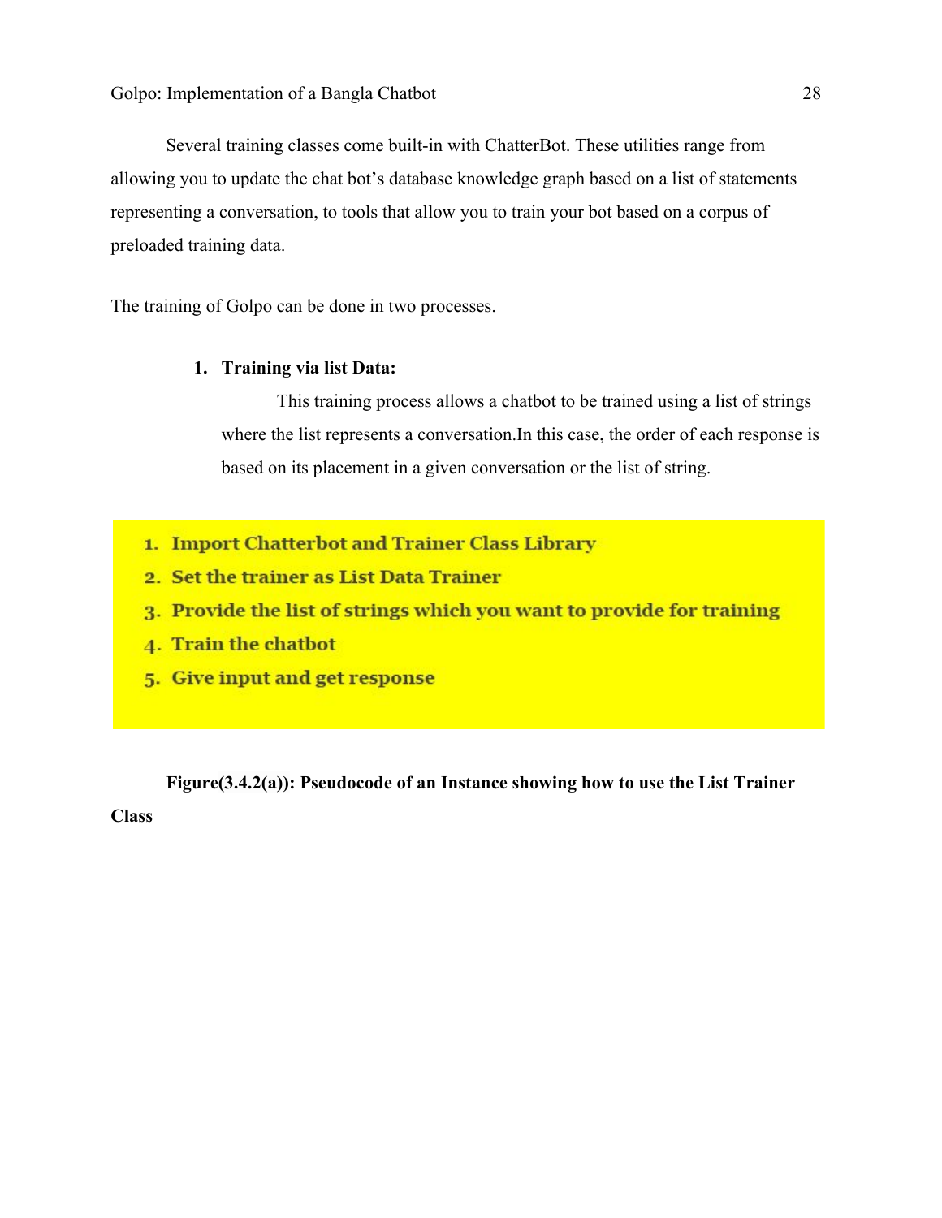Several training classes come built-in with ChatterBot. These utilities range from allowing you to update the chat bot's database knowledge graph based on a list of statements representing a conversation, to tools that allow you to train your bot based on a corpus of preloaded training data.

The training of Golpo can be done in two processes.

1. **Training via list Data:**

   This training process allows a chatbot to be trained using a list of strings where the list represents a conversation.In this case, the order of each response is based on its placement in a given conversation or the list of string.

> 1. **Import Chatterbot and Trainer Class Library**
> 2. **Set the trainer as List Data Trainer**
> 3. **Provide the list of strings which you want to provide for training**
> 4. **Train the chatbot**
> 5. **Give input and get response**

**Figure(3.4.2(a)): Pseudocode of an Instance showing how to use the List Trainer Class**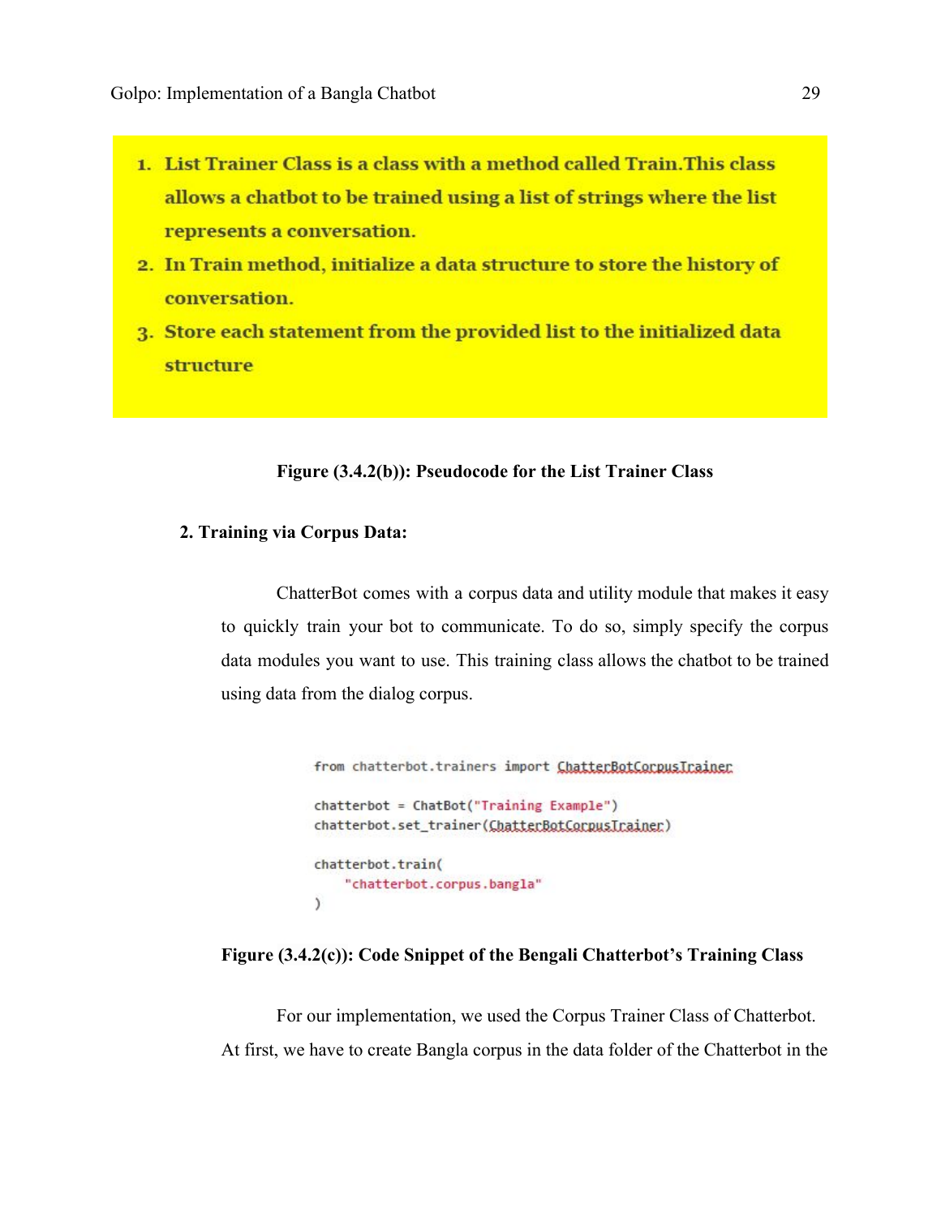1. List Trainer Class is a class with a method called Train.This class allows a chatbot to be trained using a list of strings where the list represents a conversation.
2. In Train method, initialize a data structure to store the history of conversation.
3. Store each statement from the provided list to the initialized data structure

**Figure (3.4.2(b)): Pseudocode for the List Trainer Class**

**2. Training via Corpus Data:**

ChatterBot comes with a corpus data and utility module that makes it easy to quickly train your bot to communicate. To do so, simply specify the corpus data modules you want to use. This training class allows the chatbot to be trained using data from the dialog corpus.

```
from chatterbot.trainers import ChatterBotCorpusTrainer

chatterbot = ChatBot("Training Example")
chatterbot.set_trainer(ChatterBotCorpusTrainer)

chatterbot.train(
    "chatterbot.corpus.bangla"
)
```

**Figure (3.4.2(c)): Code Snippet of the Bengali Chatterbot's Training Class**

For our implementation, we used the Corpus Trainer Class of Chatterbot. At first, we have to create Bangla corpus in the data folder of the Chatterbot in the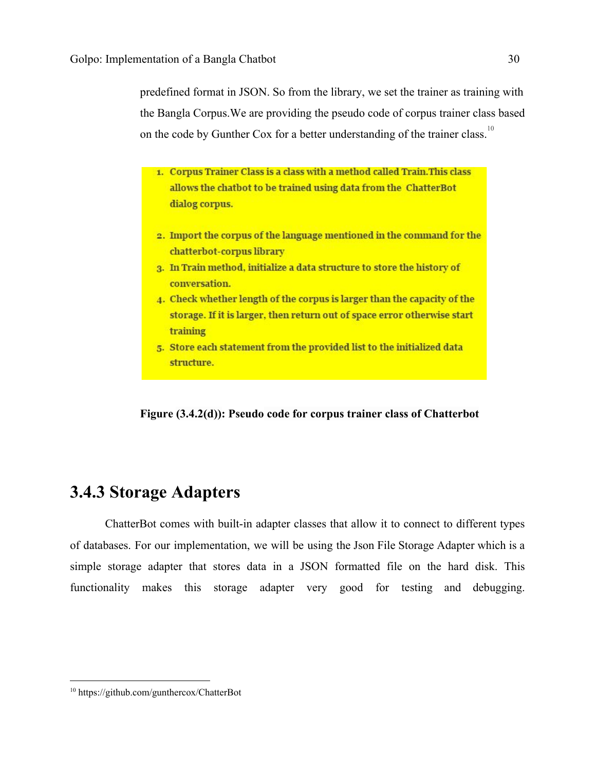predefined format in JSON. So from the library, we set the trainer as training with the Bangla Corpus.We are providing the pseudo code of corpus trainer class based on the code by Gunther Cox for a better understanding of the trainer class.[10]

1. Corpus Trainer Class is a class with a method called Train.This class allows the chatbot to be trained using data from the ChatterBot dialog corpus.

2. Import the corpus of the language mentioned in the command for the chatterbot-corpus library
3. In Train method, initialize a data structure to store the history of conversation.
4. Check whether length of the corpus is larger than the capacity of the storage. If it is larger, then return out of space error otherwise start training
5. Store each statement from the provided list to the initialized data structure.

**Figure (3.4.2(d)): Pseudo code for corpus trainer class of Chatterbot**

## 3.4.3 Storage Adapters

ChatterBot comes with built-in adapter classes that allow it to connect to different types of databases. For our implementation, we will be using the Json File Storage Adapter which is a simple storage adapter that stores data in a JSON formatted file on the hard disk. This functionality makes this storage adapter very good for testing and debugging.

[10] https://github.com/gunthercox/ChatterBot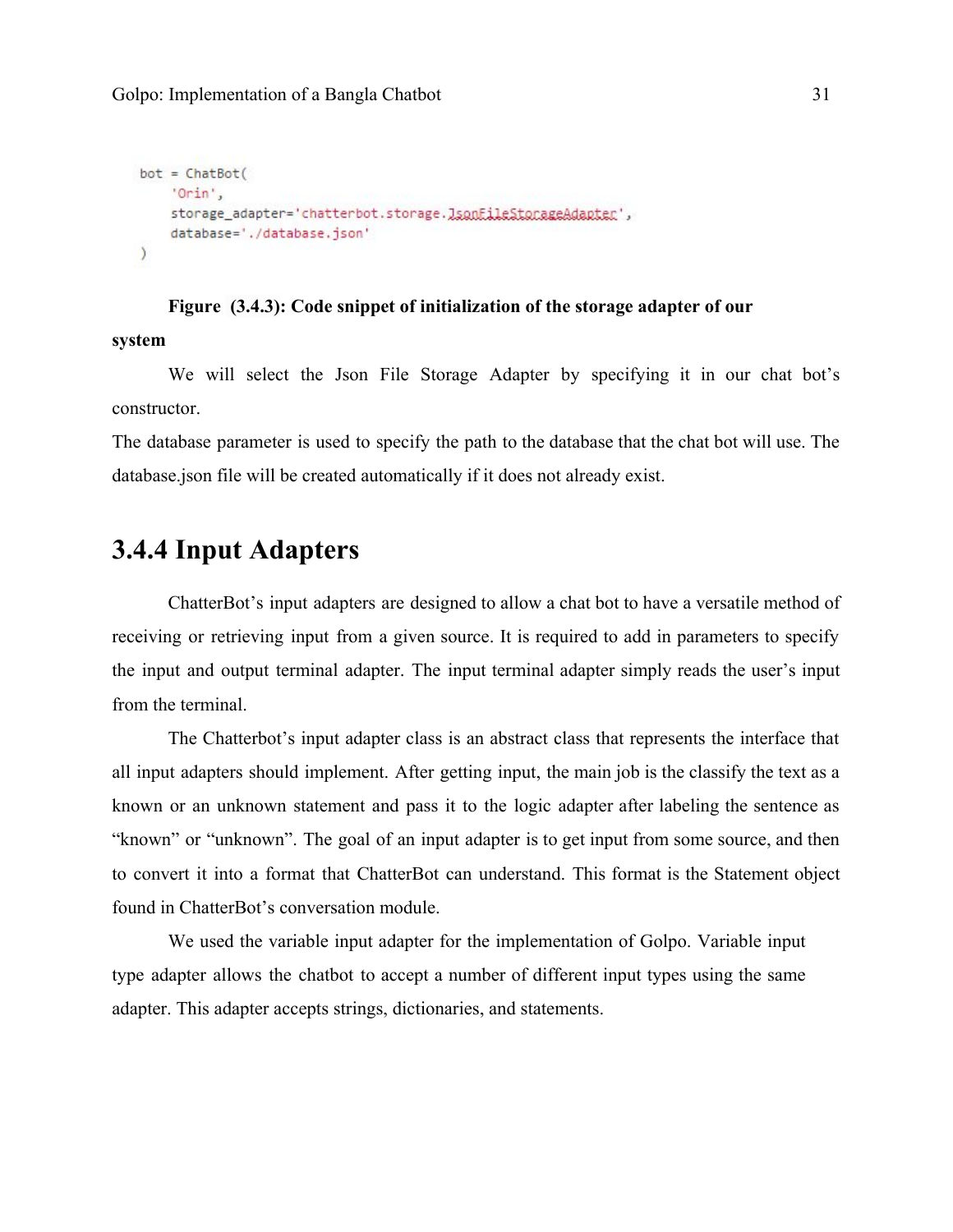```
bot = ChatBot(
    'Orin',
    storage_adapter='chatterbot.storage.JsonFileStorageAdapter',
    database='./database.json'
)
```

**Figure (3.4.3): Code snippet of initialization of the storage adapter of our system**

We will select the Json File Storage Adapter by specifying it in our chat bot's constructor.

The database parameter is used to specify the path to the database that the chat bot will use. The database.json file will be created automatically if it does not already exist.

## 3.4.4 Input Adapters

ChatterBot's input adapters are designed to allow a chat bot to have a versatile method of receiving or retrieving input from a given source. It is required to add in parameters to specify the input and output terminal adapter. The input terminal adapter simply reads the user's input from the terminal.

The Chatterbot's input adapter class is an abstract class that represents the interface that all input adapters should implement. After getting input, the main job is the classify the text as a known or an unknown statement and pass it to the logic adapter after labeling the sentence as "known" or "unknown". The goal of an input adapter is to get input from some source, and then to convert it into a format that ChatterBot can understand. This format is the Statement object found in ChatterBot's conversation module.

We used the variable input adapter for the implementation of Golpo. Variable input type adapter allows the chatbot to accept a number of different input types using the same adapter. This adapter accepts strings, dictionaries, and statements.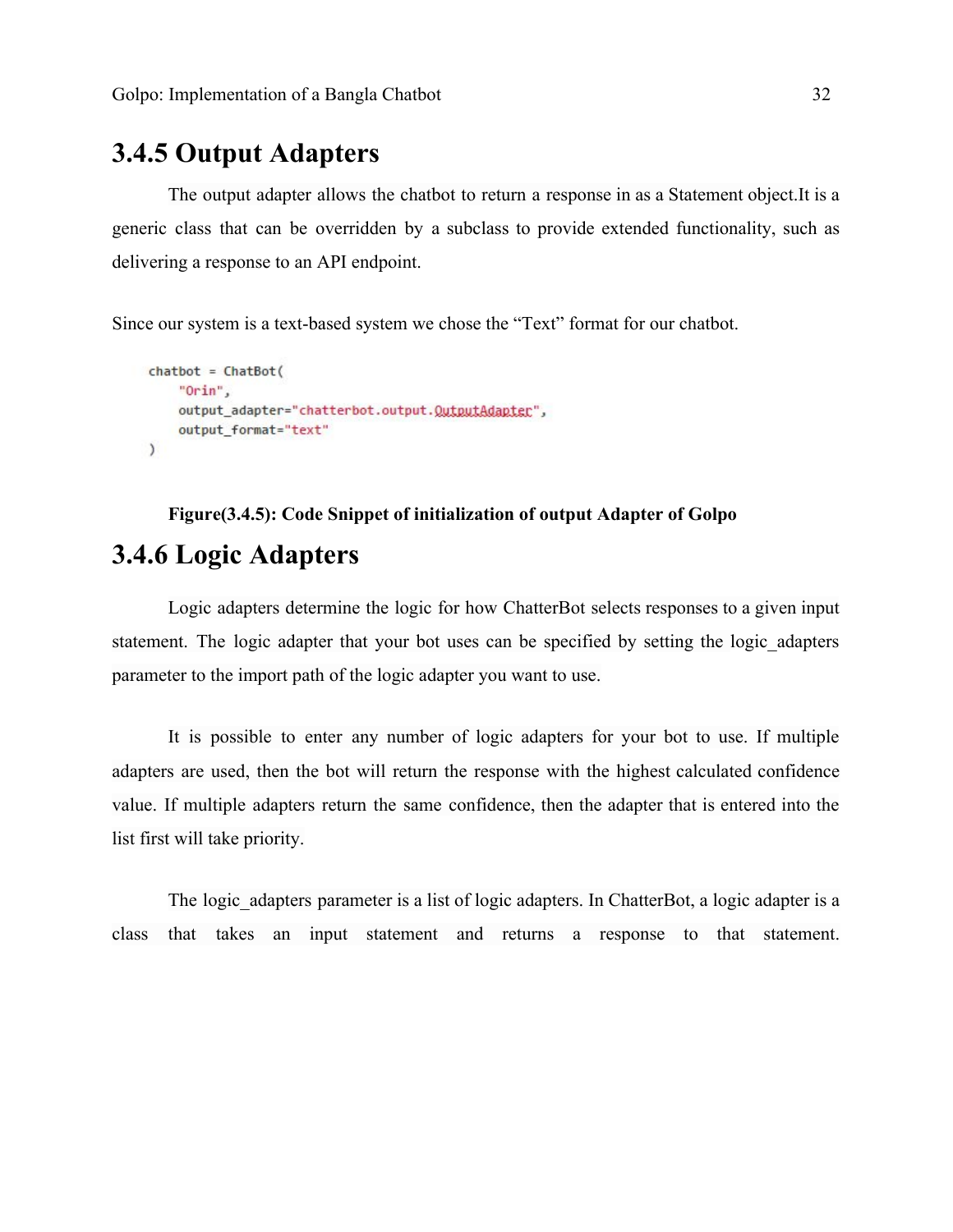### 3.4.5 Output Adapters

The output adapter allows the chatbot to return a response in as a Statement object.It is a generic class that can be overridden by a subclass to provide extended functionality, such as delivering a response to an API endpoint.

Since our system is a text-based system we chose the “Text” format for our chatbot.

```
chatbot = ChatBot(
    "Orin",
    output_adapter="chatterbot.output.OutputAdapter",
    output_format="text"
)
```

**Figure(3.4.5): Code Snippet of initialization of output Adapter of Golpo**

### 3.4.6 Logic Adapters

Logic adapters determine the logic for how ChatterBot selects responses to a given input statement. The logic adapter that your bot uses can be specified by setting the logic_adapters parameter to the import path of the logic adapter you want to use.

It is possible to enter any number of logic adapters for your bot to use. If multiple adapters are used, then the bot will return the response with the highest calculated confidence value. If multiple adapters return the same confidence, then the adapter that is entered into the list first will take priority.

The logic_adapters parameter is a list of logic adapters. In ChatterBot, a logic adapter is a class that takes an input statement and returns a response to that statement.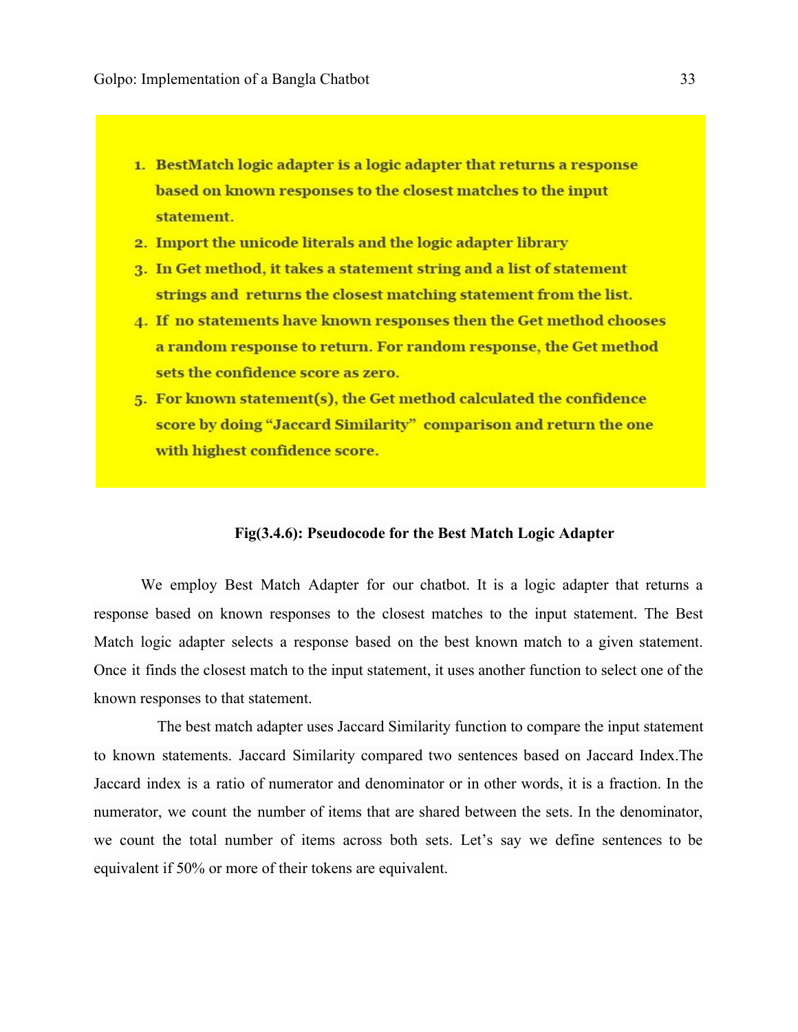1. **BestMatch logic adapter is a logic adapter that returns a response based on known responses to the closest matches to the input statement.**
2. **Import the unicode literals and the logic adapter library**
3. **In Get method, it takes a statement string and a list of statement strings and returns the closest matching statement from the list.**
4. **If no statements have known responses then the Get method chooses a random response to return. For random response, the Get method sets the confidence score as zero.**
5. **For known statement(s), the Get method calculated the confidence score by doing "Jaccard Similarity" comparison and return the one with highest confidence score.**

**Fig(3.4.6): Pseudocode for the Best Match Logic Adapter**

We employ Best Match Adapter for our chatbot. It is a logic adapter that returns a response based on known responses to the closest matches to the input statement. The Best Match logic adapter selects a response based on the best known match to a given statement. Once it finds the closest match to the input statement, it uses another function to select one of the known responses to that statement.

The best match adapter uses Jaccard Similarity function to compare the input statement to known statements. Jaccard Similarity compared two sentences based on Jaccard Index.The Jaccard index is a ratio of numerator and denominator or in other words, it is a fraction. In the numerator, we count the number of items that are shared between the sets. In the denominator, we count the total number of items across both sets. Let's say we define sentences to be equivalent if 50% or more of their tokens are equivalent.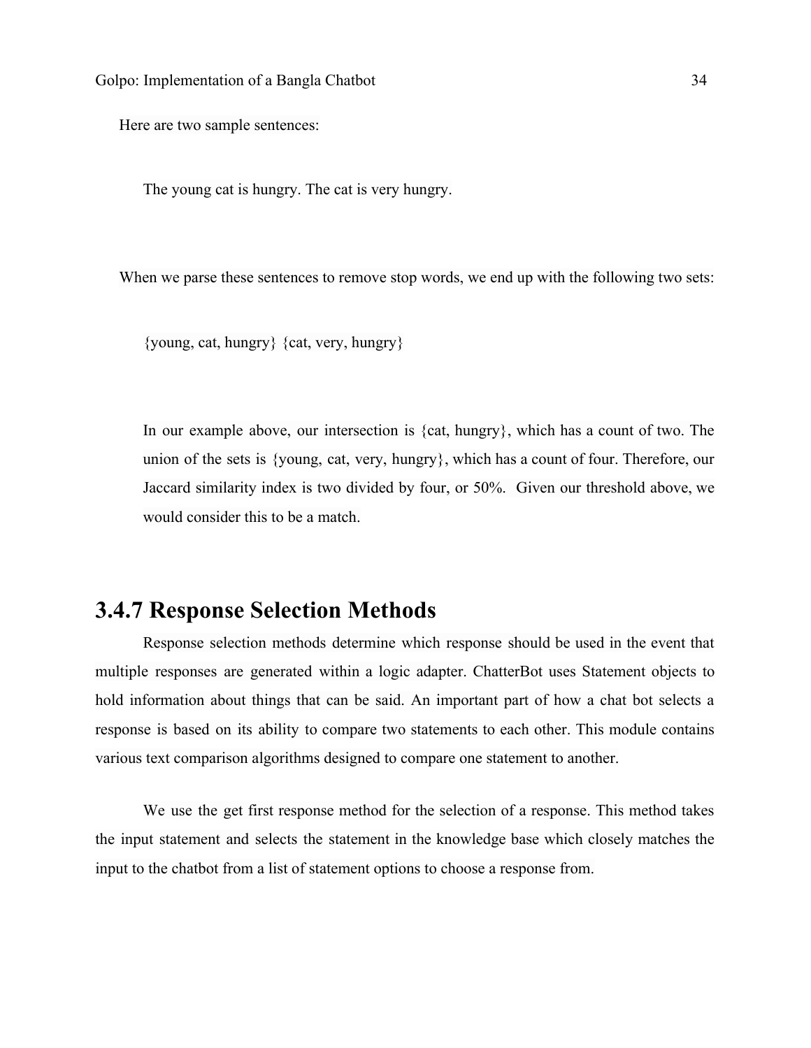Here are two sample sentences:

The young cat is hungry. The cat is very hungry.

When we parse these sentences to remove stop words, we end up with the following two sets:

{young, cat, hungry} {cat, very, hungry}

In our example above, our intersection is {cat, hungry}, which has a count of two. The union of the sets is {young, cat, very, hungry}, which has a count of four. Therefore, our Jaccard similarity index is two divided by four, or 50%. Given our threshold above, we would consider this to be a match.

## 3.4.7 Response Selection Methods

Response selection methods determine which response should be used in the event that multiple responses are generated within a logic adapter. ChatterBot uses Statement objects to hold information about things that can be said. An important part of how a chat bot selects a response is based on its ability to compare two statements to each other. This module contains various text comparison algorithms designed to compare one statement to another.

We use the get first response method for the selection of a response. This method takes the input statement and selects the statement in the knowledge base which closely matches the input to the chatbot from a list of statement options to choose a response from.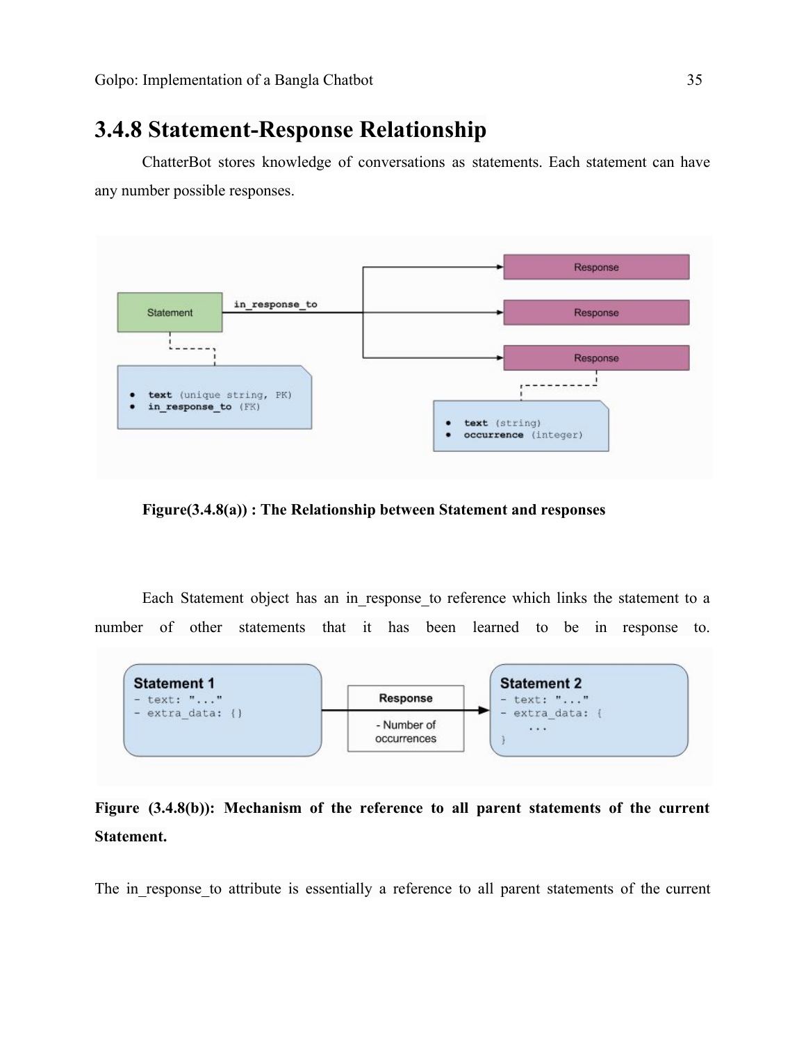### 3.4.8 Statement-Response Relationship

ChatterBot stores knowledge of conversations as statements. Each statement can have any number possible responses.

**Figure(3.4.8(a)) : The Relationship between Statement and responses**

Each Statement object has an in_response_to reference which links the statement to a number of other statements that it has been learned to be in response to.

**Figure (3.4.8(b)): Mechanism of the reference to all parent statements of the current Statement.**

The in_response_to attribute is essentially a reference to all parent statements of the current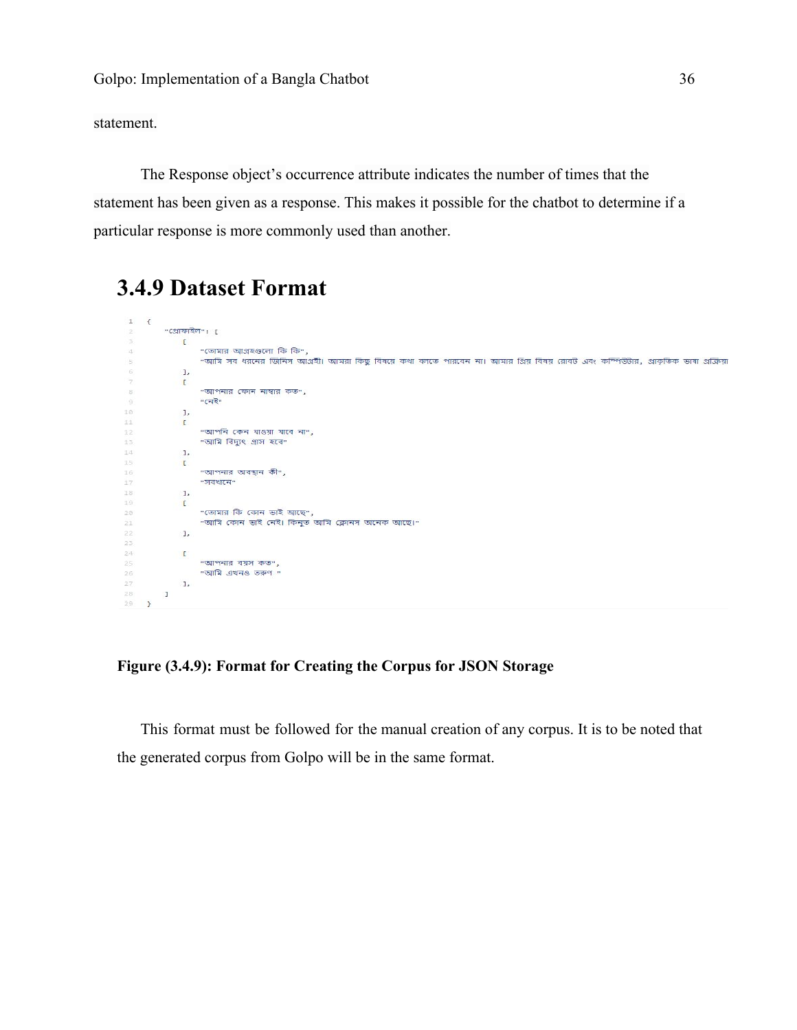statement.

The Response object's occurrence attribute indicates the number of times that the statement has been given as a response. This makes it possible for the chatbot to determine if a particular response is more commonly used than another.

## 3.4.9 Dataset Format

```
1   {
2       "প্রোফাইল": [
3           [
4               "তোমার আগ্রহগুলো কি কি",
5               "আমি সব ধরনের জিনিস আগ্রহী। আমরা কিছু বিষয়ে কথা বলতে পারবেন না। আমার প্রিয় বিষয় রোবট এবং কম্পিউটার, প্রাকৃতিক ভাষা প্রক্রিয়া
6           ],
7           [
8               "আপনার ফোন নাম্বার কত",
9               "নেই"
10          ],
11          [
12              "আপনি কেন খাওয়া যাবে না",
13              "আমি বিদ্যুৎ গ্রাস হবে"
14          ],
15          [
16              "আপনার অবস্থান কী",
17              "সবখানে"
18          ],
19          [
20              "তোমার কি কোন ভাই আছে",
21              "আমি কোন ভাই নেই। কিন্তু আমি ক্লোনস অনেক আছে।"
22          ],
23
24          [
25              "আপনার বয়স কত",
26              "আমি এখনও তরুণ "
27          ],
28      ]
29  }
```

**Figure (3.4.9): Format for Creating the Corpus for JSON Storage**

This format must be followed for the manual creation of any corpus. It is to be noted that the generated corpus from Golpo will be in the same format.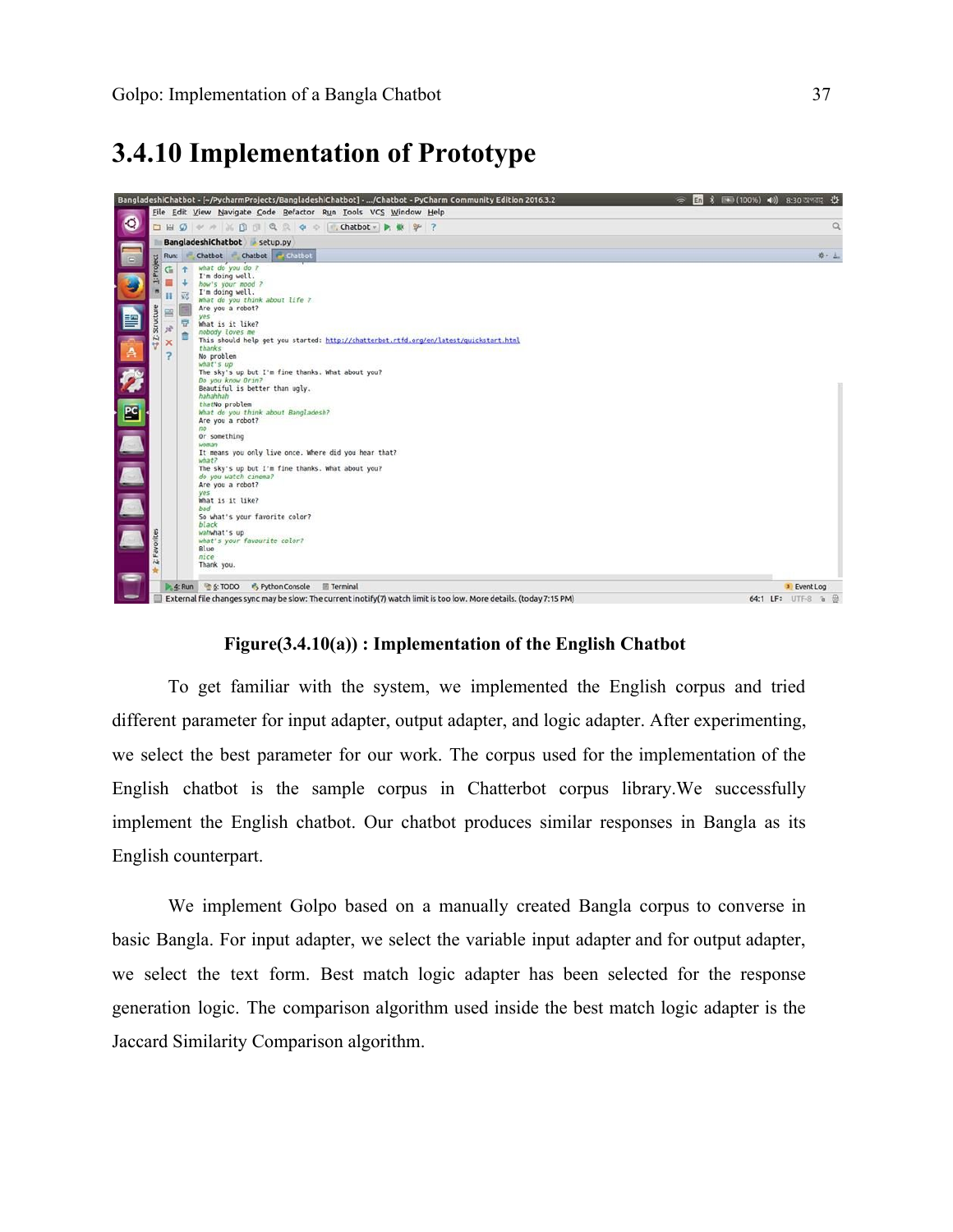## 3.4.10 Implementation of Prototype

**Figure(3.4.10(a)) : Implementation of the English Chatbot**

To get familiar with the system, we implemented the English corpus and tried different parameter for input adapter, output adapter, and logic adapter. After experimenting, we select the best parameter for our work. The corpus used for the implementation of the English chatbot is the sample corpus in Chatterbot corpus library.We successfully implement the English chatbot. Our chatbot produces similar responses in Bangla as its English counterpart.

We implement Golpo based on a manually created Bangla corpus to converse in basic Bangla. For input adapter, we select the variable input adapter and for output adapter, we select the text form. Best match logic adapter has been selected for the response generation logic. The comparison algorithm used inside the best match logic adapter is the Jaccard Similarity Comparison algorithm.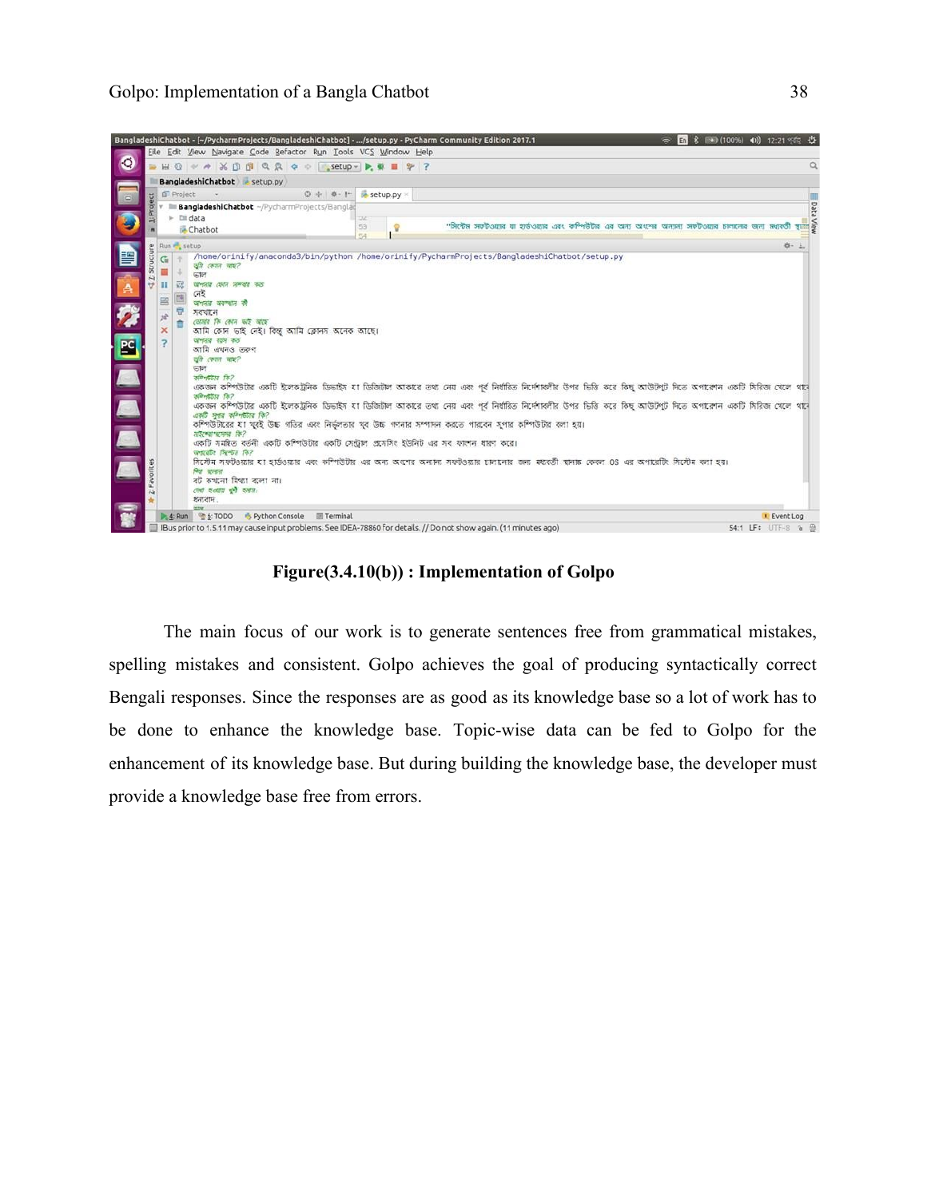Figure(3.4.10(b)) : Implementation of Golpo

The main focus of our work is to generate sentences free from grammatical mistakes, spelling mistakes and consistent. Golpo achieves the goal of producing syntactically correct Bengali responses. Since the responses are as good as its knowledge base so a lot of work has to be done to enhance the knowledge base. Topic-wise data can be fed to Golpo for the enhancement of its knowledge base. But during building the knowledge base, the developer must provide a knowledge base free from errors.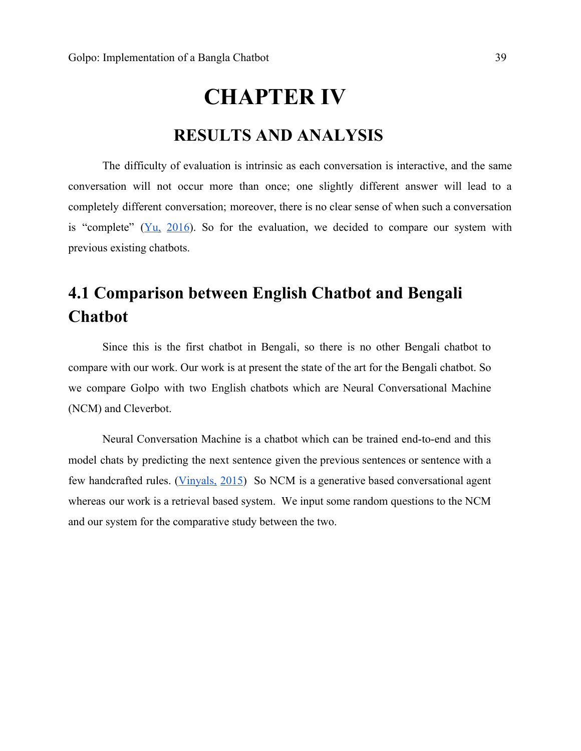# CHAPTER IV

## RESULTS AND ANALYSIS

The difficulty of evaluation is intrinsic as each conversation is interactive, and the same conversation will not occur more than once; one slightly different answer will lead to a completely different conversation; moreover, there is no clear sense of when such a conversation is "complete" (Yu, 2016). So for the evaluation, we decided to compare our system with previous existing chatbots.

## 4.1 Comparison between English Chatbot and Bengali Chatbot

Since this is the first chatbot in Bengali, so there is no other Bengali chatbot to compare with our work. Our work is at present the state of the art for the Bengali chatbot. So we compare Golpo with two English chatbots which are Neural Conversational Machine (NCM) and Cleverbot.

Neural Conversation Machine is a chatbot which can be trained end-to-end and this model chats by predicting the next sentence given the previous sentences or sentence with a few handcrafted rules. (Vinyals, 2015) So NCM is a generative based conversational agent whereas our work is a retrieval based system. We input some random questions to the NCM and our system for the comparative study between the two.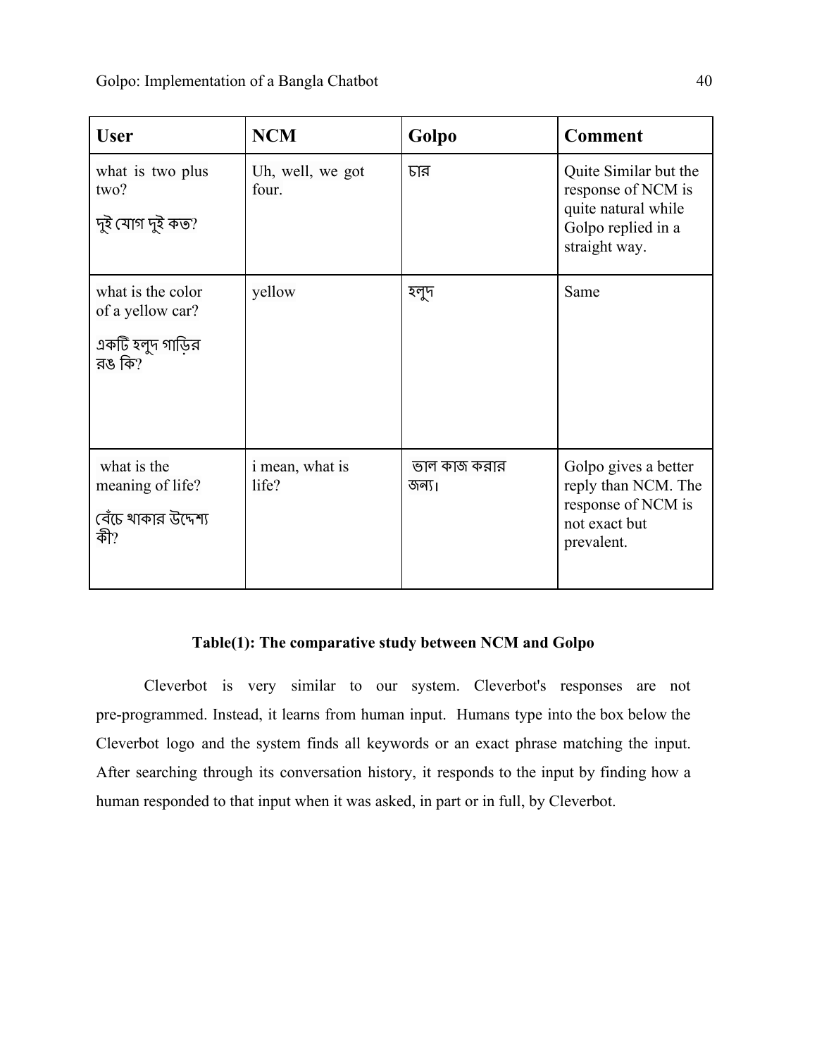| User | NCM | Golpo | Comment |
|---|---|---|---|
| what is two plus two? দুই যোগ দুই কত? | Uh, well, we got four. | চার | Quite Similar but the response of NCM is quite natural while Golpo replied in a straight way. |
| what is the color of a yellow car? একটি হলুদ গাড়ির রঙ কি? | yellow | হলুদ | Same |
| what is the meaning of life? বেঁচে থাকার উদ্দেশ্য কী? | i mean, what is life? | ভাল কাজ করার জন্য। | Golpo gives a better reply than NCM. The response of NCM is not exact but prevalent. |

**Table(1): The comparative study between NCM and Golpo**

Cleverbot is very similar to our system. Cleverbot's responses are not pre-programmed. Instead, it learns from human input. Humans type into the box below the Cleverbot logo and the system finds all keywords or an exact phrase matching the input. After searching through its conversation history, it responds to the input by finding how a human responded to that input when it was asked, in part or in full, by Cleverbot.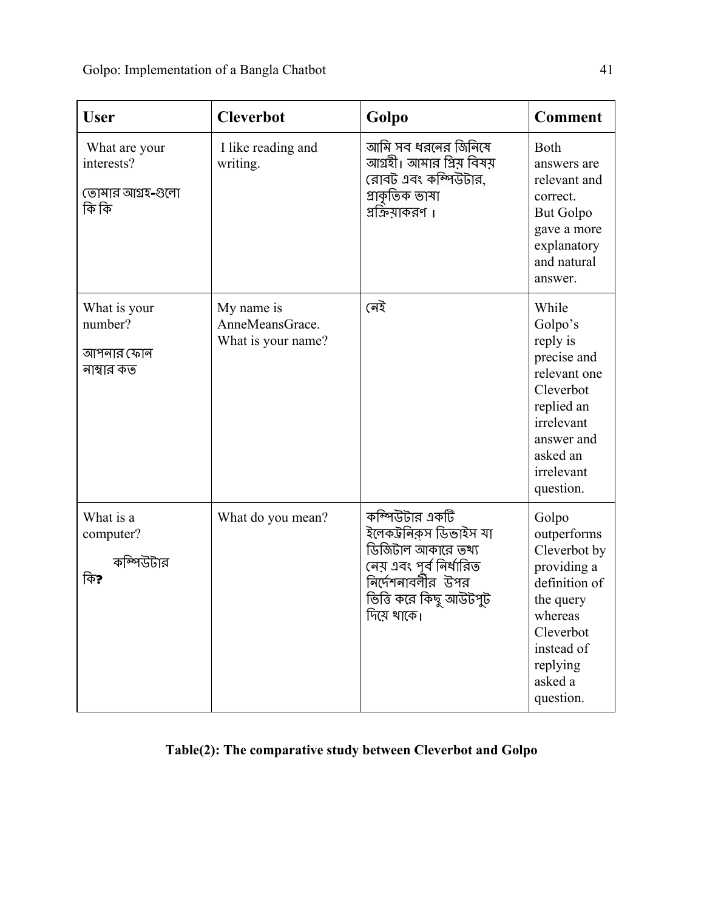| User | Cleverbot | Golpo | Comment |
|---|---|---|---|
| What are your interests?<br><br>তোমার আগ্রহ-গুলো কি কি | I like reading and writing. | আমি সব ধরনের জিনিষে আগ্রহী। আমার প্রিয় বিষয় রোবট এবং কম্পিউটার, প্রাকৃতিক ভাষা প্রক্রিয়াকরণ। | Both answers are relevant and correct. But Golpo gave a more explanatory and natural answer. |
| What is your number?<br><br>আপনার ফোন নাম্বার কত | My name is AnneMeansGrace. What is your name? | নেই | While Golpo's reply is precise and relevant one Cleverbot replied an irrelevant answer and asked an irrelevant question. |
| What is a computer?<br><br>কম্পিউটার কি? | What do you mean? | কম্পিউটার একটি ইলেকট্রনিক্স ডিভাইস যা ডিজিটাল আকারে তথ্য নেয় এবং পূর্ব নির্ধারিত নির্দেশনাবলীর উপর ভিত্তি করে কিছু আউটপুট দিয়ে থাকে। | Golpo outperforms Cleverbot by providing a definition of the query whereas Cleverbot instead of replying asked a question. |

**Table(2): The comparative study between Cleverbot and Golpo**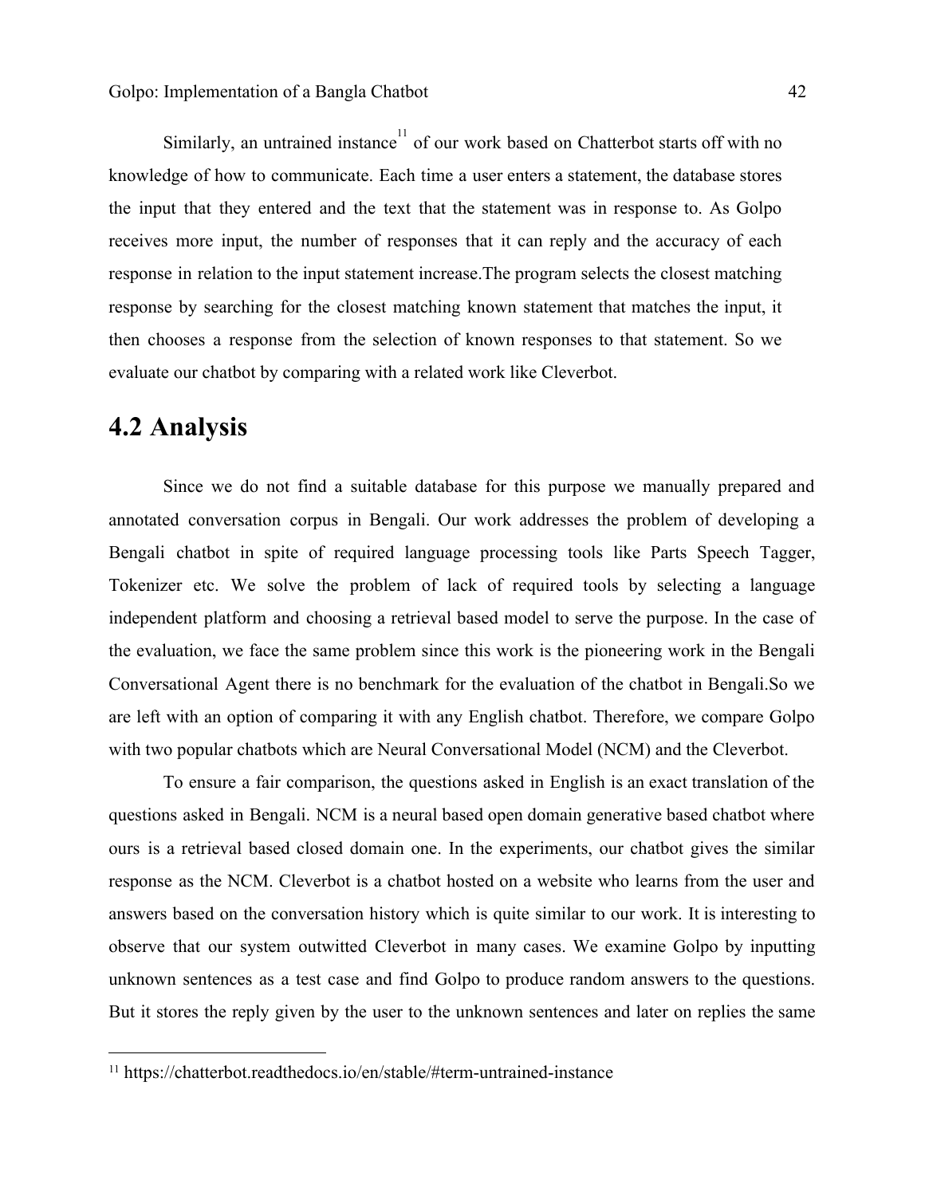Similarly, an untrained instance[11] of our work based on Chatterbot starts off with no knowledge of how to communicate. Each time a user enters a statement, the database stores the input that they entered and the text that the statement was in response to. As Golpo receives more input, the number of responses that it can reply and the accuracy of each response in relation to the input statement increase.The program selects the closest matching response by searching for the closest matching known statement that matches the input, it then chooses a response from the selection of known responses to that statement. So we evaluate our chatbot by comparing with a related work like Cleverbot.

## 4.2 Analysis

Since we do not find a suitable database for this purpose we manually prepared and annotated conversation corpus in Bengali. Our work addresses the problem of developing a Bengali chatbot in spite of required language processing tools like Parts Speech Tagger, Tokenizer etc. We solve the problem of lack of required tools by selecting a language independent platform and choosing a retrieval based model to serve the purpose. In the case of the evaluation, we face the same problem since this work is the pioneering work in the Bengali Conversational Agent there is no benchmark for the evaluation of the chatbot in Bengali.So we are left with an option of comparing it with any English chatbot. Therefore, we compare Golpo with two popular chatbots which are Neural Conversational Model (NCM) and the Cleverbot.

To ensure a fair comparison, the questions asked in English is an exact translation of the questions asked in Bengali. NCM is a neural based open domain generative based chatbot where ours is a retrieval based closed domain one. In the experiments, our chatbot gives the similar response as the NCM. Cleverbot is a chatbot hosted on a website who learns from the user and answers based on the conversation history which is quite similar to our work. It is interesting to observe that our system outwitted Cleverbot in many cases. We examine Golpo by inputting unknown sentences as a test case and find Golpo to produce random answers to the questions. But it stores the reply given by the user to the unknown sentences and later on replies the same

[11] https://chatterbot.readthedocs.io/en/stable/#term-untrained-instance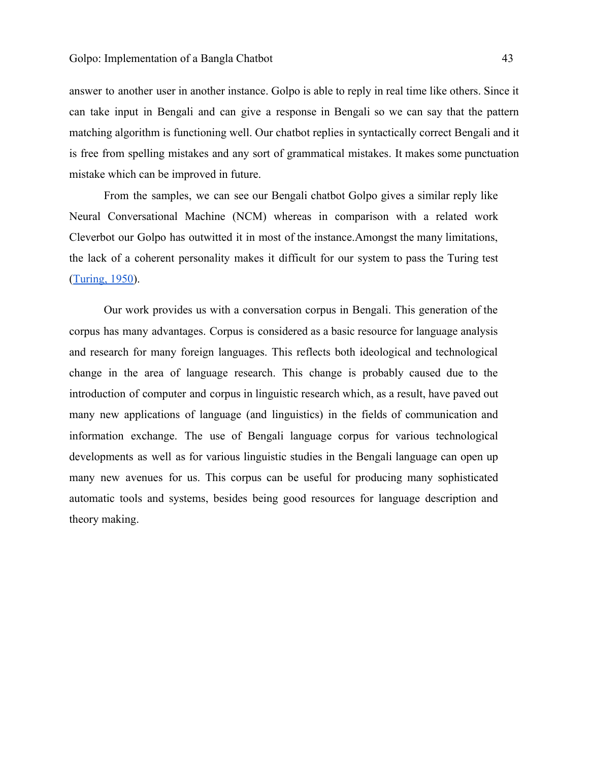answer to another user in another instance. Golpo is able to reply in real time like others. Since it can take input in Bengali and can give a response in Bengali so we can say that the pattern matching algorithm is functioning well. Our chatbot replies in syntactically correct Bengali and it is free from spelling mistakes and any sort of grammatical mistakes. It makes some punctuation mistake which can be improved in future.

From the samples, we can see our Bengali chatbot Golpo gives a similar reply like Neural Conversational Machine (NCM) whereas in comparison with a related work Cleverbot our Golpo has outwitted it in most of the instance.Amongst the many limitations, the lack of a coherent personality makes it difficult for our system to pass the Turing test (Turing, 1950).

Our work provides us with a conversation corpus in Bengali. This generation of the corpus has many advantages. Corpus is considered as a basic resource for language analysis and research for many foreign languages. This reflects both ideological and technological change in the area of language research. This change is probably caused due to the introduction of computer and corpus in linguistic research which, as a result, have paved out many new applications of language (and linguistics) in the fields of communication and information exchange. The use of Bengali language corpus for various technological developments as well as for various linguistic studies in the Bengali language can open up many new avenues for us. This corpus can be useful for producing many sophisticated automatic tools and systems, besides being good resources for language description and theory making.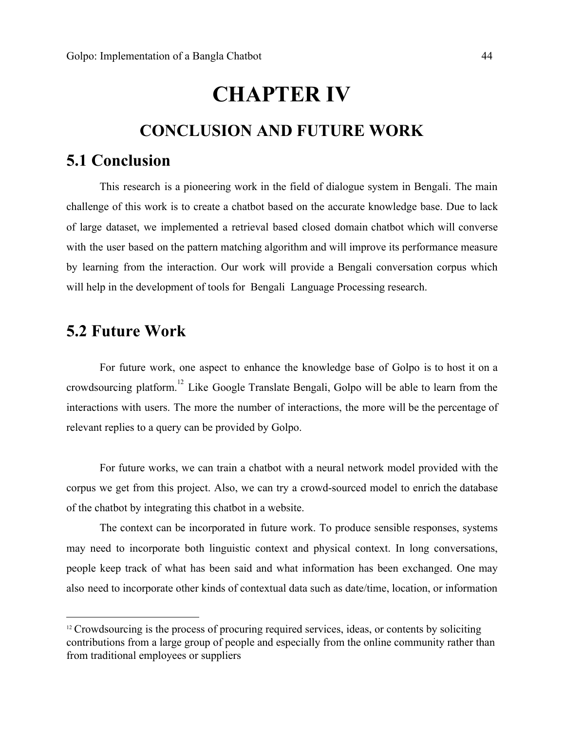# CHAPTER IV

## CONCLUSION AND FUTURE WORK

## 5.1 Conclusion

This research is a pioneering work in the field of dialogue system in Bengali. The main challenge of this work is to create a chatbot based on the accurate knowledge base. Due to lack of large dataset, we implemented a retrieval based closed domain chatbot which will converse with the user based on the pattern matching algorithm and will improve its performance measure by learning from the interaction. Our work will provide a Bengali conversation corpus which will help in the development of tools for Bengali Language Processing research.

## 5.2 Future Work

For future work, one aspect to enhance the knowledge base of Golpo is to host it on a crowdsourcing platform.[12] Like Google Translate Bengali, Golpo will be able to learn from the interactions with users. The more the number of interactions, the more will be the percentage of relevant replies to a query can be provided by Golpo.

For future works, we can train a chatbot with a neural network model provided with the corpus we get from this project. Also, we can try a crowd-sourced model to enrich the database of the chatbot by integrating this chatbot in a website.

The context can be incorporated in future work. To produce sensible responses, systems may need to incorporate both linguistic context and physical context. In long conversations, people keep track of what has been said and what information has been exchanged. One may also need to incorporate other kinds of contextual data such as date/time, location, or information

[12] Crowdsourcing is the process of procuring required services, ideas, or contents by soliciting contributions from a large group of people and especially from the online community rather than from traditional employees or suppliers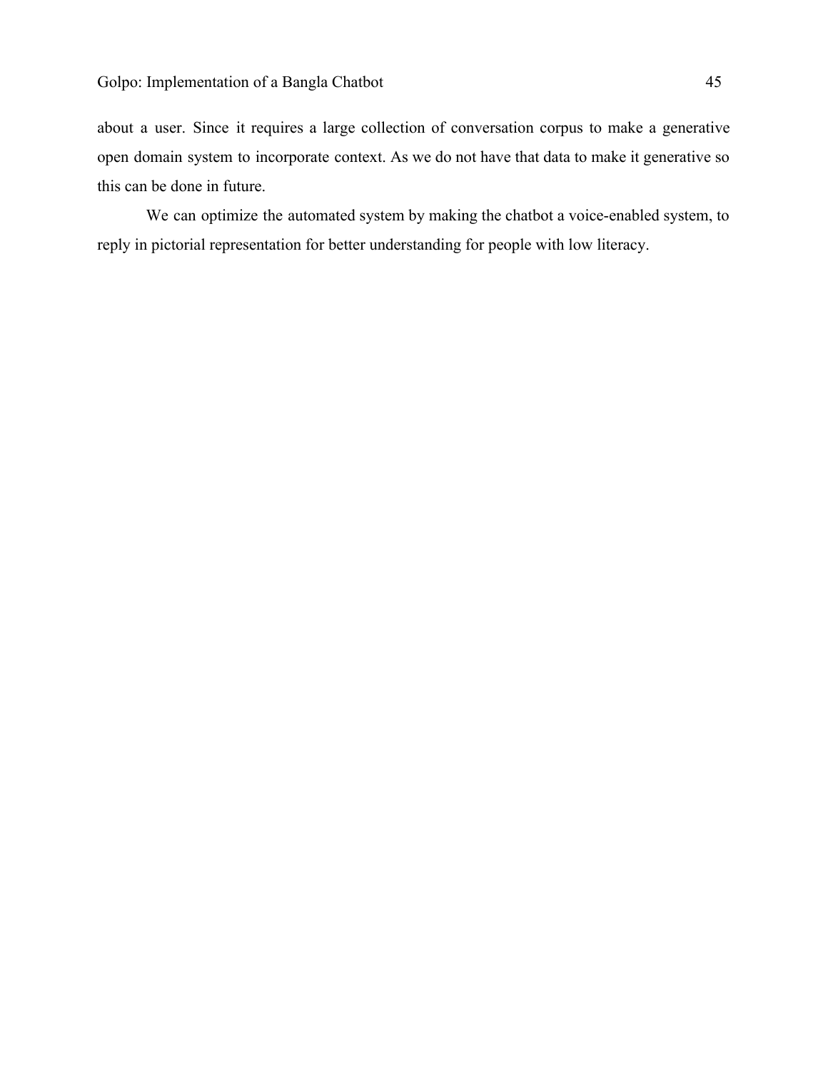about a user. Since it requires a large collection of conversation corpus to make a generative open domain system to incorporate context. As we do not have that data to make it generative so this can be done in future.

We can optimize the automated system by making the chatbot a voice-enabled system, to reply in pictorial representation for better understanding for people with low literacy.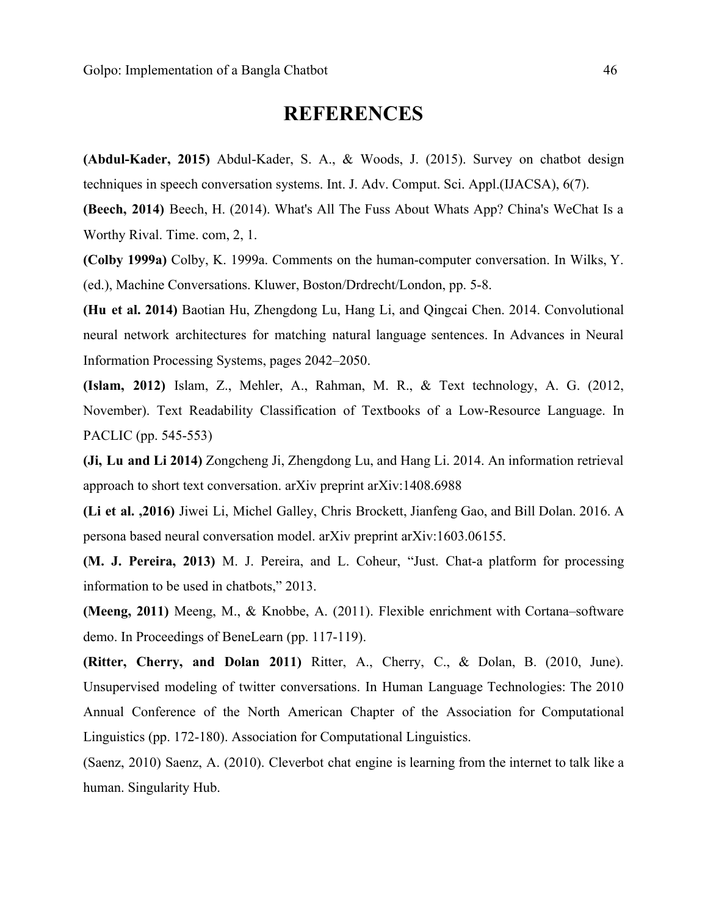# REFERENCES

**(Abdul-Kader, 2015)** Abdul-Kader, S. A., & Woods, J. (2015). Survey on chatbot design techniques in speech conversation systems. Int. J. Adv. Comput. Sci. Appl.(IJACSA), 6(7).

**(Beech, 2014)** Beech, H. (2014). What's All The Fuss About Whats App? China's WeChat Is a Worthy Rival. Time. com, 2, 1.

**(Colby 1999a)** Colby, K. 1999a. Comments on the human-computer conversation. In Wilks, Y. (ed.), Machine Conversations. Kluwer, Boston/Drdrecht/London, pp. 5-8.

**(Hu et al. 2014)** Baotian Hu, Zhengdong Lu, Hang Li, and Qingcai Chen. 2014. Convolutional neural network architectures for matching natural language sentences. In Advances in Neural Information Processing Systems, pages 2042–2050.

**(Islam, 2012)** Islam, Z., Mehler, A., Rahman, M. R., & Text technology, A. G. (2012, November). Text Readability Classification of Textbooks of a Low-Resource Language. In PACLIC (pp. 545-553)

**(Ji, Lu and Li 2014)** Zongcheng Ji, Zhengdong Lu, and Hang Li. 2014. An information retrieval approach to short text conversation. arXiv preprint arXiv:1408.6988

**(Li et al. ,2016)** Jiwei Li, Michel Galley, Chris Brockett, Jianfeng Gao, and Bill Dolan. 2016. A persona based neural conversation model. arXiv preprint arXiv:1603.06155.

**(M. J. Pereira, 2013)** M. J. Pereira, and L. Coheur, "Just. Chat-a platform for processing information to be used in chatbots," 2013.

**(Meeng, 2011)** Meeng, M., & Knobbe, A. (2011). Flexible enrichment with Cortana–software demo. In Proceedings of BeneLearn (pp. 117-119).

**(Ritter, Cherry, and Dolan 2011)** Ritter, A., Cherry, C., & Dolan, B. (2010, June). Unsupervised modeling of twitter conversations. In Human Language Technologies: The 2010 Annual Conference of the North American Chapter of the Association for Computational Linguistics (pp. 172-180). Association for Computational Linguistics.

(Saenz, 2010) Saenz, A. (2010). Cleverbot chat engine is learning from the internet to talk like a human. Singularity Hub.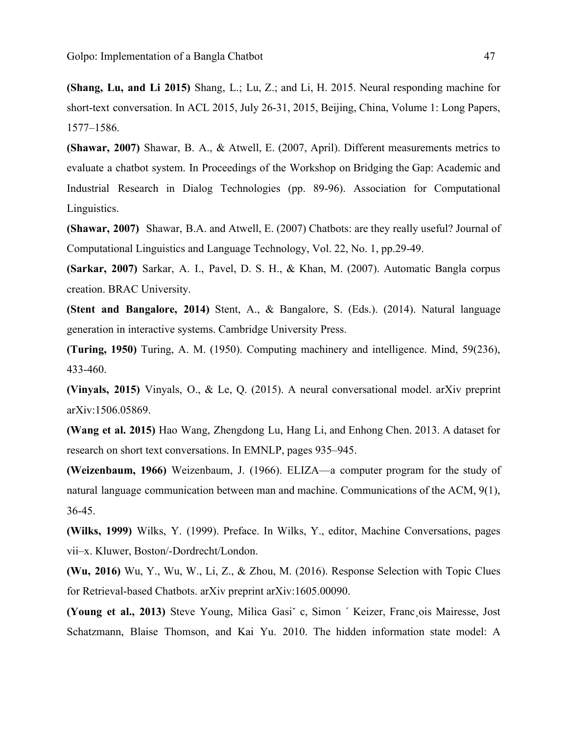**(Shang, Lu, and Li 2015)** Shang, L.; Lu, Z.; and Li, H. 2015. Neural responding machine for short-text conversation. In ACL 2015, July 26-31, 2015, Beijing, China, Volume 1: Long Papers, 1577–1586.

**(Shawar, 2007)** Shawar, B. A., & Atwell, E. (2007, April). Different measurements metrics to evaluate a chatbot system. In Proceedings of the Workshop on Bridging the Gap: Academic and Industrial Research in Dialog Technologies (pp. 89-96). Association for Computational Linguistics.

**(Shawar, 2007)** Shawar, B.A. and Atwell, E. (2007) Chatbots: are they really useful? Journal of Computational Linguistics and Language Technology, Vol. 22, No. 1, pp.29-49.

**(Sarkar, 2007)** Sarkar, A. I., Pavel, D. S. H., & Khan, M. (2007). Automatic Bangla corpus creation. BRAC University.

**(Stent and Bangalore, 2014)** Stent, A., & Bangalore, S. (Eds.). (2014). Natural language generation in interactive systems. Cambridge University Press.

**(Turing, 1950)** Turing, A. M. (1950). Computing machinery and intelligence. Mind, 59(236), 433-460.

**(Vinyals, 2015)** Vinyals, O., & Le, Q. (2015). A neural conversational model. arXiv preprint arXiv:1506.05869.

**(Wang et al. 2015)** Hao Wang, Zhengdong Lu, Hang Li, and Enhong Chen. 2013. A dataset for research on short text conversations. In EMNLP, pages 935–945.

**(Weizenbaum, 1966)** Weizenbaum, J. (1966). ELIZA—a computer program for the study of natural language communication between man and machine. Communications of the ACM, 9(1), 36-45.

**(Wilks, 1999)** Wilks, Y. (1999). Preface. In Wilks, Y., editor, Machine Conversations, pages vii–x. Kluwer, Boston/-Dordrecht/London.

**(Wu, 2016)** Wu, Y., Wu, W., Li, Z., & Zhou, M. (2016). Response Selection with Topic Clues for Retrieval-based Chatbots. arXiv preprint arXiv:1605.00090.

**(Young et al., 2013)** Steve Young, Milica Gasiˇ c, Simon ´ Keizer, Franc¸ois Mairesse, Jost Schatzmann, Blaise Thomson, and Kai Yu. 2010. The hidden information state model: A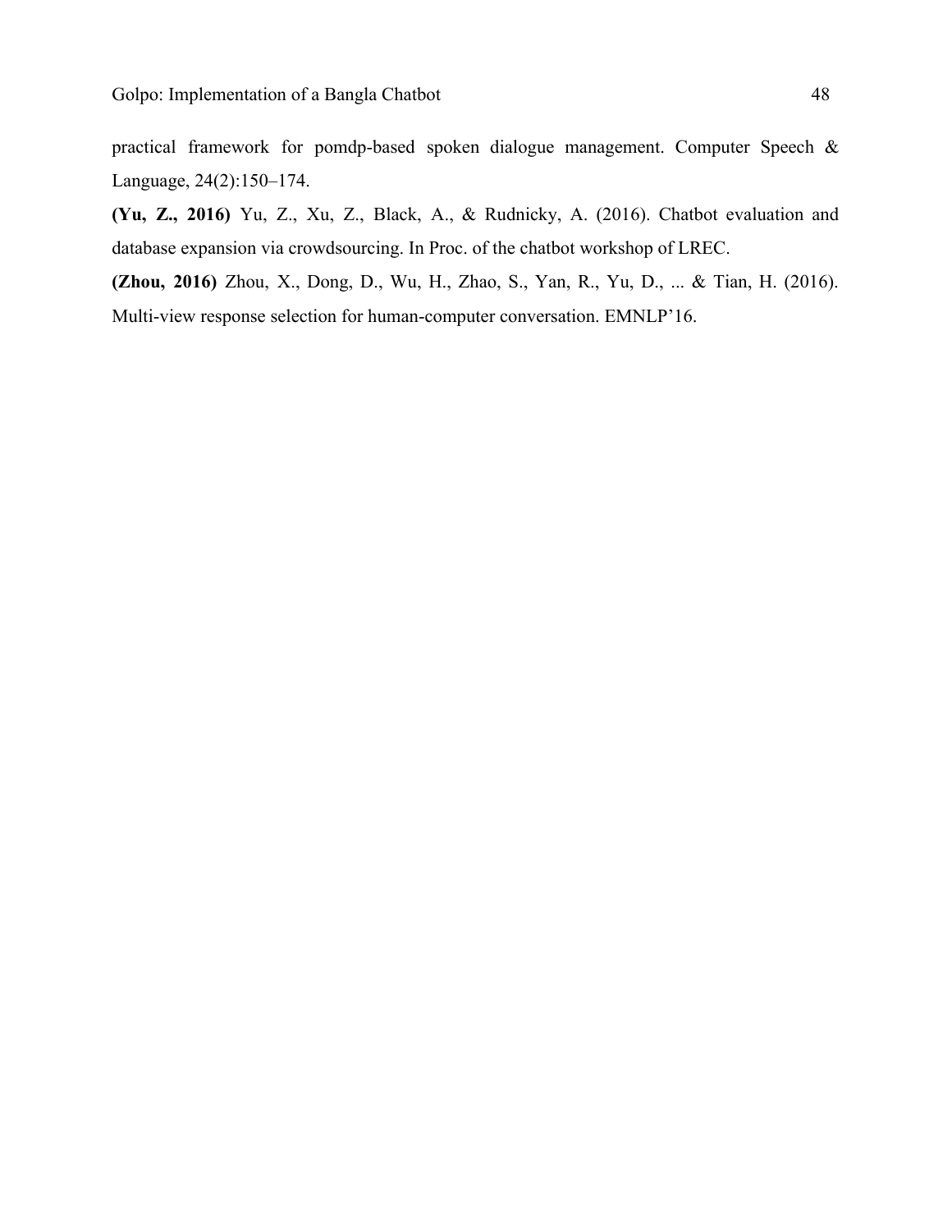practical framework for pomdp-based spoken dialogue management. Computer Speech & Language, 24(2):150–174.

**(Yu, Z., 2016)** Yu, Z., Xu, Z., Black, A., & Rudnicky, A. (2016). Chatbot evaluation and database expansion via crowdsourcing. In Proc. of the chatbot workshop of LREC.

**(Zhou, 2016)** Zhou, X., Dong, D., Wu, H., Zhao, S., Yan, R., Yu, D., ... & Tian, H. (2016). Multi-view response selection for human-computer conversation. EMNLP'16.